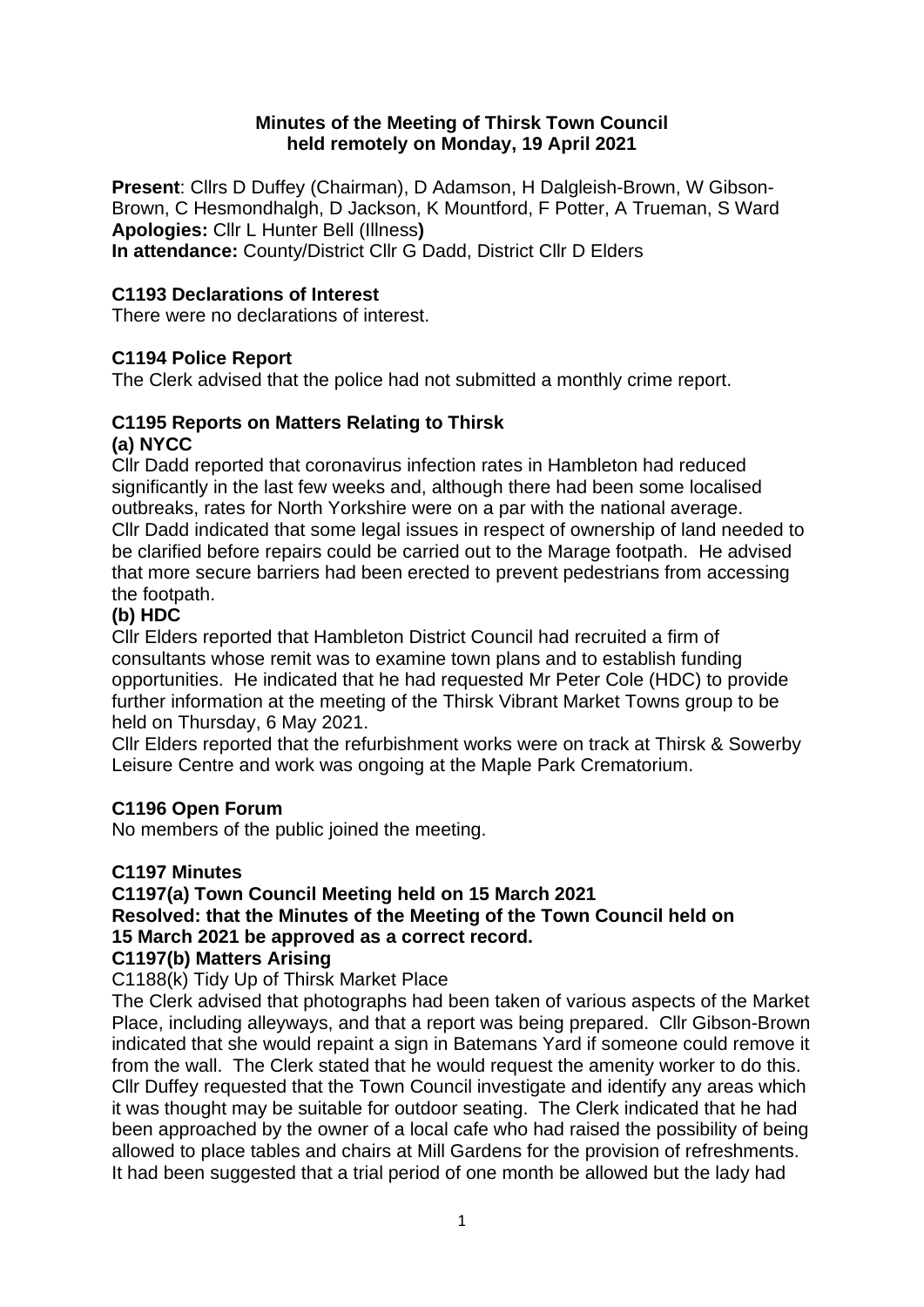**Minutes of the Meeting of Thirsk Town Council held remotely on Monday, 19 April 2021**

**Present**: Cllrs D Duffey (Chairman), D Adamson, H Dalgleish-Brown, W Gibson-Brown, C Hesmondhalgh, D Jackson, K Mountford, F Potter, A Trueman, S Ward
**Apologies:** Cllr L Hunter Bell (Illness**)**
**In attendance:** County/District Cllr G Dadd, District Cllr D Elders

## C1193 Declarations of Interest

There were no declarations of interest.

## C1194 Police Report

The Clerk advised that the police had not submitted a monthly crime report.

## C1195 Reports on Matters Relating to Thirsk

### (a) NYCC

Cllr Dadd reported that coronavirus infection rates in Hambleton had reduced significantly in the last few weeks and, although there had been some localised outbreaks, rates for North Yorkshire were on a par with the national average.
Cllr Dadd indicated that some legal issues in respect of ownership of land needed to be clarified before repairs could be carried out to the Marage footpath. He advised that more secure barriers had been erected to prevent pedestrians from accessing the footpath.

### (b) HDC

Cllr Elders reported that Hambleton District Council had recruited a firm of consultants whose remit was to examine town plans and to establish funding opportunities. He indicated that he had requested Mr Peter Cole (HDC) to provide further information at the meeting of the Thirsk Vibrant Market Towns group to be held on Thursday, 6 May 2021.
Cllr Elders reported that the refurbishment works were on track at Thirsk & Sowerby Leisure Centre and work was ongoing at the Maple Park Crematorium.

## C1196 Open Forum

No members of the public joined the meeting.

## C1197 Minutes

### C1197(a) Town Council Meeting held on 15 March 2021

**Resolved: that the Minutes of the Meeting of the Town Council held on 15 March 2021 be approved as a correct record.**

### C1197(b) Matters Arising

C1188(k) Tidy Up of Thirsk Market Place
The Clerk advised that photographs had been taken of various aspects of the Market Place, including alleyways, and that a report was being prepared. Cllr Gibson-Brown indicated that she would repaint a sign in Batemans Yard if someone could remove it from the wall. The Clerk stated that he would request the amenity worker to do this.
Cllr Duffey requested that the Town Council investigate and identify any areas which it was thought may be suitable for outdoor seating. The Clerk indicated that he had been approached by the owner of a local cafe who had raised the possibility of being allowed to place tables and chairs at Mill Gardens for the provision of refreshments. It had been suggested that a trial period of one month be allowed but the lady had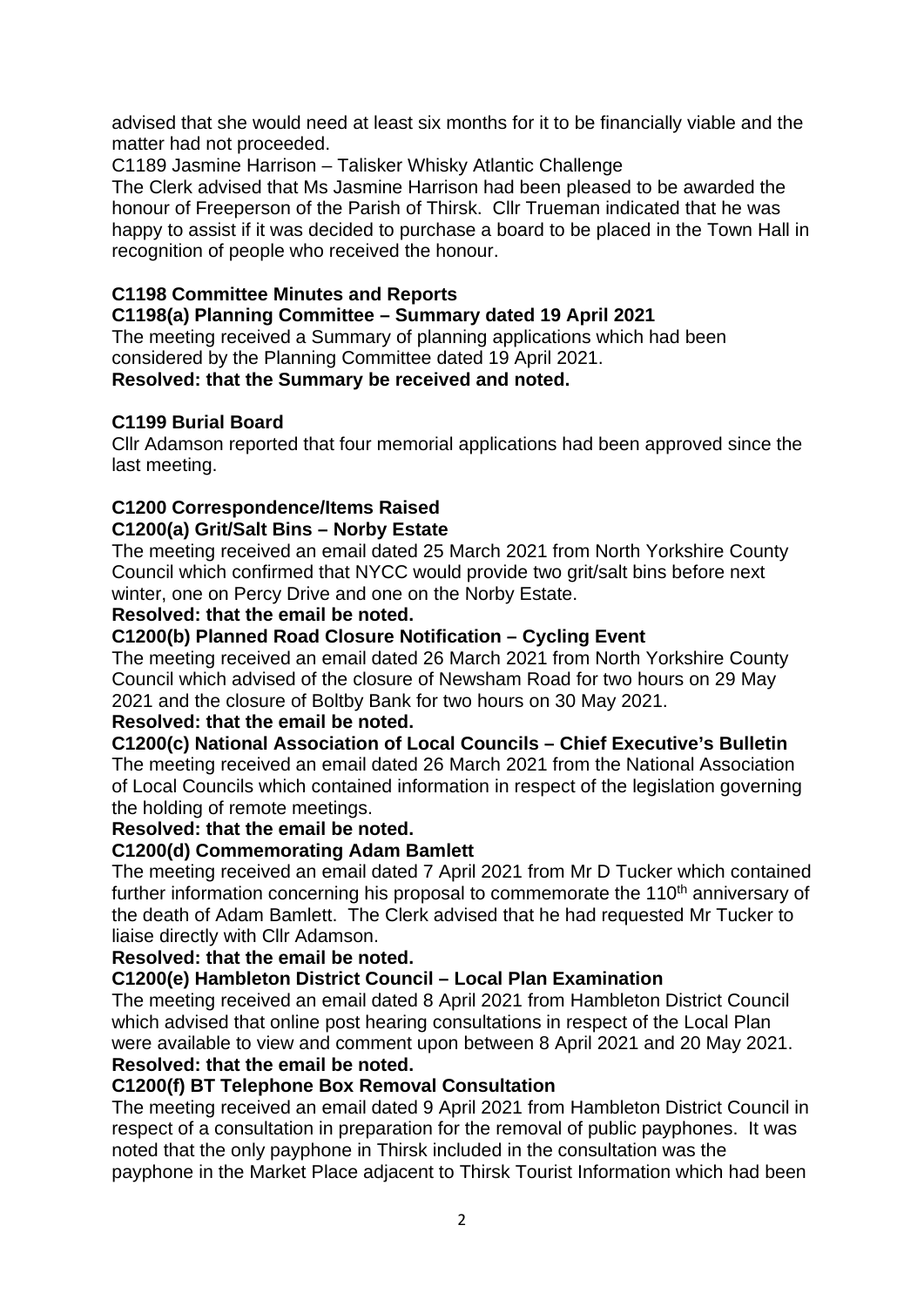advised that she would need at least six months for it to be financially viable and the matter had not proceeded.

C1189 Jasmine Harrison – Talisker Whisky Atlantic Challenge

The Clerk advised that Ms Jasmine Harrison had been pleased to be awarded the honour of Freeperson of the Parish of Thirsk. Cllr Trueman indicated that he was happy to assist if it was decided to purchase a board to be placed in the Town Hall in recognition of people who received the honour.

**C1198 Committee Minutes and Reports**

**C1198(a) Planning Committee – Summary dated 19 April 2021**

The meeting received a Summary of planning applications which had been considered by the Planning Committee dated 19 April 2021.

**Resolved: that the Summary be received and noted.**

**C1199 Burial Board**

Cllr Adamson reported that four memorial applications had been approved since the last meeting.

**C1200 Correspondence/Items Raised**

**C1200(a) Grit/Salt Bins – Norby Estate**

The meeting received an email dated 25 March 2021 from North Yorkshire County Council which confirmed that NYCC would provide two grit/salt bins before next winter, one on Percy Drive and one on the Norby Estate.

**Resolved: that the email be noted.**

**C1200(b) Planned Road Closure Notification – Cycling Event**

The meeting received an email dated 26 March 2021 from North Yorkshire County Council which advised of the closure of Newsham Road for two hours on 29 May 2021 and the closure of Boltby Bank for two hours on 30 May 2021.

**Resolved: that the email be noted.**

**C1200(c) National Association of Local Councils – Chief Executive's Bulletin**

The meeting received an email dated 26 March 2021 from the National Association of Local Councils which contained information in respect of the legislation governing the holding of remote meetings.

**Resolved: that the email be noted.**

**C1200(d) Commemorating Adam Bamlett**

The meeting received an email dated 7 April 2021 from Mr D Tucker which contained further information concerning his proposal to commemorate the 110th anniversary of the death of Adam Bamlett. The Clerk advised that he had requested Mr Tucker to liaise directly with Cllr Adamson.

**Resolved: that the email be noted.**

**C1200(e) Hambleton District Council – Local Plan Examination**

The meeting received an email dated 8 April 2021 from Hambleton District Council which advised that online post hearing consultations in respect of the Local Plan were available to view and comment upon between 8 April 2021 and 20 May 2021.

**Resolved: that the email be noted.**

**C1200(f) BT Telephone Box Removal Consultation**

The meeting received an email dated 9 April 2021 from Hambleton District Council in respect of a consultation in preparation for the removal of public payphones. It was noted that the only payphone in Thirsk included in the consultation was the payphone in the Market Place adjacent to Thirsk Tourist Information which had been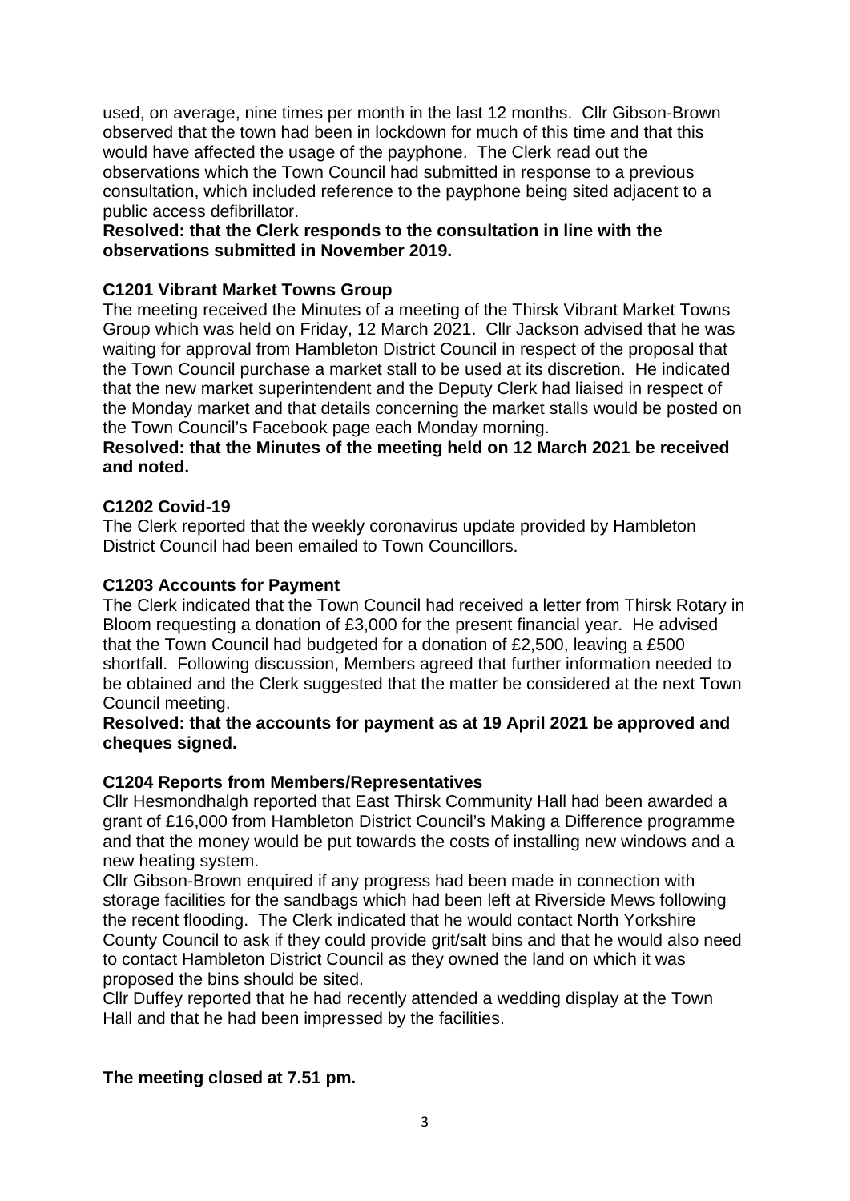used, on average, nine times per month in the last 12 months. Cllr Gibson-Brown observed that the town had been in lockdown for much of this time and that this would have affected the usage of the payphone. The Clerk read out the observations which the Town Council had submitted in response to a previous consultation, which included reference to the payphone being sited adjacent to a public access defibrillator.

**Resolved: that the Clerk responds to the consultation in line with the observations submitted in November 2019.**

### C1201 Vibrant Market Towns Group

The meeting received the Minutes of a meeting of the Thirsk Vibrant Market Towns Group which was held on Friday, 12 March 2021. Cllr Jackson advised that he was waiting for approval from Hambleton District Council in respect of the proposal that the Town Council purchase a market stall to be used at its discretion. He indicated that the new market superintendent and the Deputy Clerk had liaised in respect of the Monday market and that details concerning the market stalls would be posted on the Town Council's Facebook page each Monday morning.

**Resolved: that the Minutes of the meeting held on 12 March 2021 be received and noted.**

### C1202 Covid-19

The Clerk reported that the weekly coronavirus update provided by Hambleton District Council had been emailed to Town Councillors.

### C1203 Accounts for Payment

The Clerk indicated that the Town Council had received a letter from Thirsk Rotary in Bloom requesting a donation of £3,000 for the present financial year. He advised that the Town Council had budgeted for a donation of £2,500, leaving a £500 shortfall. Following discussion, Members agreed that further information needed to be obtained and the Clerk suggested that the matter be considered at the next Town Council meeting.

**Resolved: that the accounts for payment as at 19 April 2021 be approved and cheques signed.**

### C1204 Reports from Members/Representatives

Cllr Hesmondhalgh reported that East Thirsk Community Hall had been awarded a grant of £16,000 from Hambleton District Council's Making a Difference programme and that the money would be put towards the costs of installing new windows and a new heating system.

Cllr Gibson-Brown enquired if any progress had been made in connection with storage facilities for the sandbags which had been left at Riverside Mews following the recent flooding. The Clerk indicated that he would contact North Yorkshire County Council to ask if they could provide grit/salt bins and that he would also need to contact Hambleton District Council as they owned the land on which it was proposed the bins should be sited.

Cllr Duffey reported that he had recently attended a wedding display at the Town Hall and that he had been impressed by the facilities.

**The meeting closed at 7.51 pm.**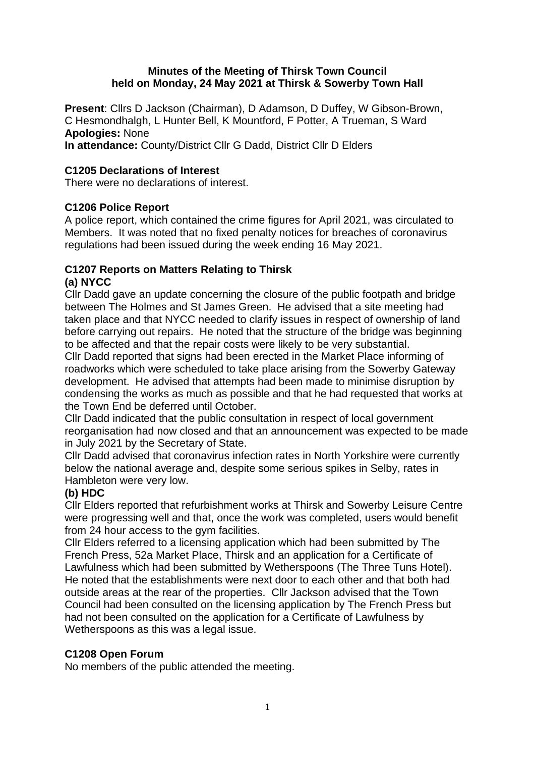**Minutes of the Meeting of Thirsk Town Council held on Monday, 24 May 2021 at Thirsk & Sowerby Town Hall**

**Present**: Cllrs D Jackson (Chairman), D Adamson, D Duffey, W Gibson-Brown, C Hesmondhalgh, L Hunter Bell, K Mountford, F Potter, A Trueman, S Ward
**Apologies:** None
**In attendance:** County/District Cllr G Dadd, District Cllr D Elders

## C1205 Declarations of Interest

There were no declarations of interest.

## C1206 Police Report

A police report, which contained the crime figures for April 2021, was circulated to Members. It was noted that no fixed penalty notices for breaches of coronavirus regulations had been issued during the week ending 16 May 2021.

## C1207 Reports on Matters Relating to Thirsk

### (a) NYCC

Cllr Dadd gave an update concerning the closure of the public footpath and bridge between The Holmes and St James Green. He advised that a site meeting had taken place and that NYCC needed to clarify issues in respect of ownership of land before carrying out repairs. He noted that the structure of the bridge was beginning to be affected and that the repair costs were likely to be very substantial.

Cllr Dadd reported that signs had been erected in the Market Place informing of roadworks which were scheduled to take place arising from the Sowerby Gateway development. He advised that attempts had been made to minimise disruption by condensing the works as much as possible and that he had requested that works at the Town End be deferred until October.

Cllr Dadd indicated that the public consultation in respect of local government reorganisation had now closed and that an announcement was expected to be made in July 2021 by the Secretary of State.

Cllr Dadd advised that coronavirus infection rates in North Yorkshire were currently below the national average and, despite some serious spikes in Selby, rates in Hambleton were very low.

### (b) HDC

Cllr Elders reported that refurbishment works at Thirsk and Sowerby Leisure Centre were progressing well and that, once the work was completed, users would benefit from 24 hour access to the gym facilities.

Cllr Elders referred to a licensing application which had been submitted by The French Press, 52a Market Place, Thirsk and an application for a Certificate of Lawfulness which had been submitted by Wetherspoons (The Three Tuns Hotel). He noted that the establishments were next door to each other and that both had outside areas at the rear of the properties. Cllr Jackson advised that the Town Council had been consulted on the licensing application by The French Press but had not been consulted on the application for a Certificate of Lawfulness by Wetherspoons as this was a legal issue.

## C1208 Open Forum

No members of the public attended the meeting.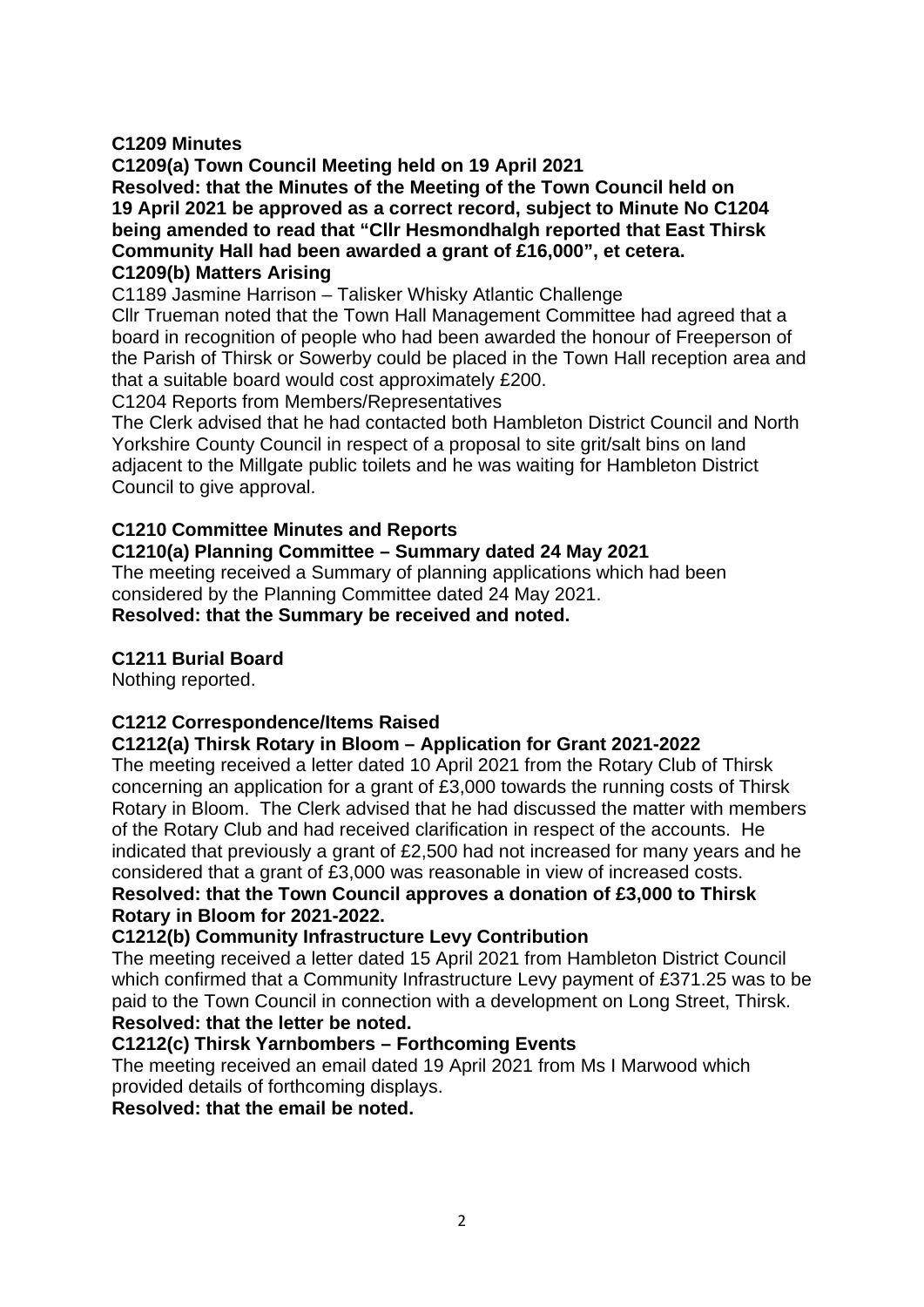**C1209 Minutes**

**C1209(a) Town Council Meeting held on 19 April 2021**

**Resolved: that the Minutes of the Meeting of the Town Council held on 19 April 2021 be approved as a correct record, subject to Minute No C1204 being amended to read that "Cllr Hesmondhalgh reported that East Thirsk Community Hall had been awarded a grant of £16,000", et cetera.**

**C1209(b) Matters Arising**

C1189 Jasmine Harrison – Talisker Whisky Atlantic Challenge

Cllr Trueman noted that the Town Hall Management Committee had agreed that a board in recognition of people who had been awarded the honour of Freeperson of the Parish of Thirsk or Sowerby could be placed in the Town Hall reception area and that a suitable board would cost approximately £200.

C1204 Reports from Members/Representatives

The Clerk advised that he had contacted both Hambleton District Council and North Yorkshire County Council in respect of a proposal to site grit/salt bins on land adjacent to the Millgate public toilets and he was waiting for Hambleton District Council to give approval.

**C1210 Committee Minutes and Reports**

**C1210(a) Planning Committee – Summary dated 24 May 2021**

The meeting received a Summary of planning applications which had been considered by the Planning Committee dated 24 May 2021.

**Resolved: that the Summary be received and noted.**

**C1211 Burial Board**

Nothing reported.

**C1212 Correspondence/Items Raised**

**C1212(a) Thirsk Rotary in Bloom – Application for Grant 2021-2022**

The meeting received a letter dated 10 April 2021 from the Rotary Club of Thirsk concerning an application for a grant of £3,000 towards the running costs of Thirsk Rotary in Bloom. The Clerk advised that he had discussed the matter with members of the Rotary Club and had received clarification in respect of the accounts. He indicated that previously a grant of £2,500 had not increased for many years and he considered that a grant of £3,000 was reasonable in view of increased costs.

**Resolved: that the Town Council approves a donation of £3,000 to Thirsk Rotary in Bloom for 2021-2022.**

**C1212(b) Community Infrastructure Levy Contribution**

The meeting received a letter dated 15 April 2021 from Hambleton District Council which confirmed that a Community Infrastructure Levy payment of £371.25 was to be paid to the Town Council in connection with a development on Long Street, Thirsk.

**Resolved: that the letter be noted.**

**C1212(c) Thirsk Yarnbombers – Forthcoming Events**

The meeting received an email dated 19 April 2021 from Ms I Marwood which provided details of forthcoming displays.

**Resolved: that the email be noted.**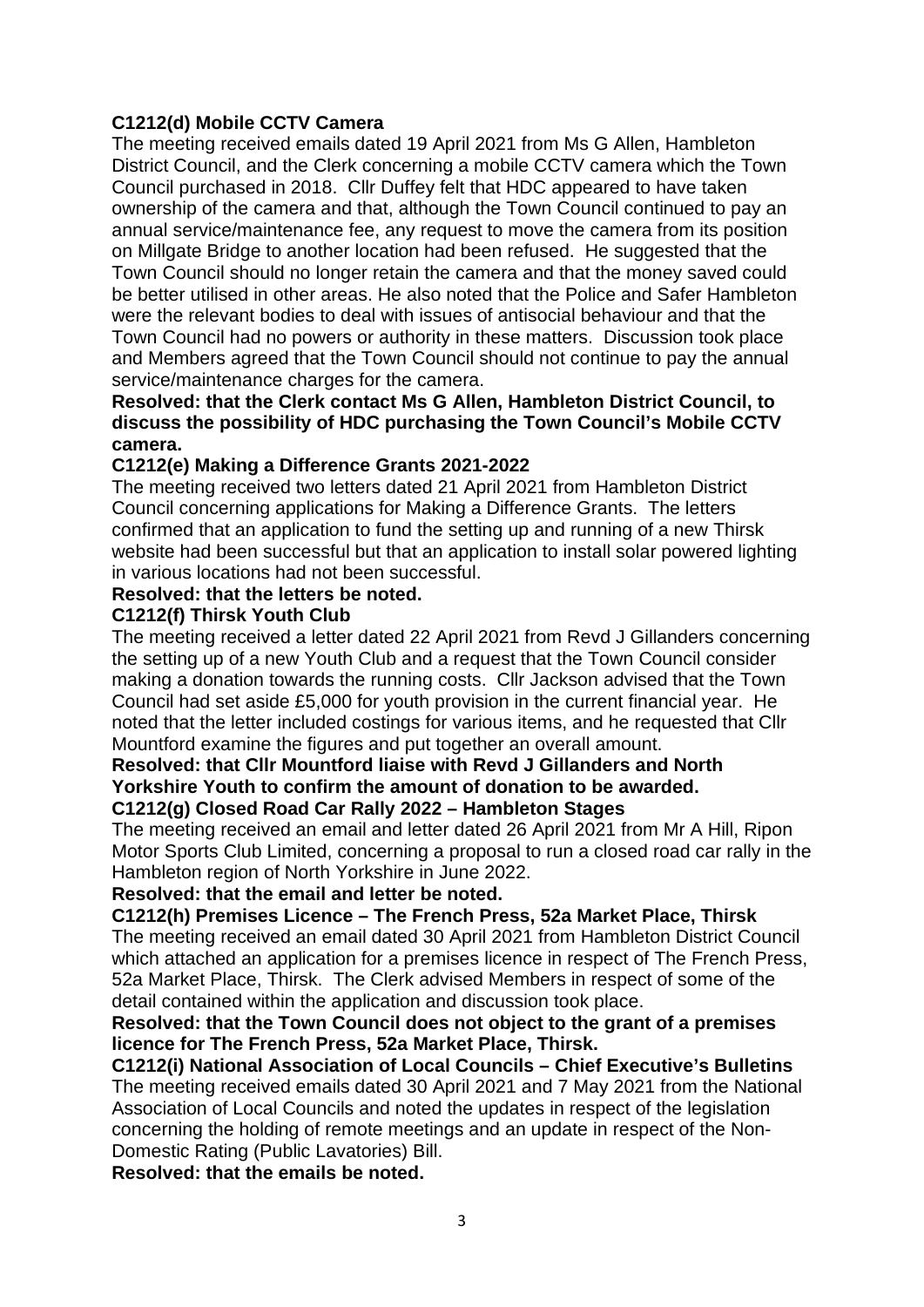**C1212(d) Mobile CCTV Camera**

The meeting received emails dated 19 April 2021 from Ms G Allen, Hambleton District Council, and the Clerk concerning a mobile CCTV camera which the Town Council purchased in 2018. Cllr Duffey felt that HDC appeared to have taken ownership of the camera and that, although the Town Council continued to pay an annual service/maintenance fee, any request to move the camera from its position on Millgate Bridge to another location had been refused. He suggested that the Town Council should no longer retain the camera and that the money saved could be better utilised in other areas. He also noted that the Police and Safer Hambleton were the relevant bodies to deal with issues of antisocial behaviour and that the Town Council had no powers or authority in these matters. Discussion took place and Members agreed that the Town Council should not continue to pay the annual service/maintenance charges for the camera.

**Resolved: that the Clerk contact Ms G Allen, Hambleton District Council, to discuss the possibility of HDC purchasing the Town Council's Mobile CCTV camera.**

**C1212(e) Making a Difference Grants 2021-2022**

The meeting received two letters dated 21 April 2021 from Hambleton District Council concerning applications for Making a Difference Grants. The letters confirmed that an application to fund the setting up and running of a new Thirsk website had been successful but that an application to install solar powered lighting in various locations had not been successful.

**Resolved: that the letters be noted.**

**C1212(f) Thirsk Youth Club**

The meeting received a letter dated 22 April 2021 from Revd J Gillanders concerning the setting up of a new Youth Club and a request that the Town Council consider making a donation towards the running costs. Cllr Jackson advised that the Town Council had set aside £5,000 for youth provision in the current financial year. He noted that the letter included costings for various items, and he requested that Cllr Mountford examine the figures and put together an overall amount.

**Resolved: that Cllr Mountford liaise with Revd J Gillanders and North Yorkshire Youth to confirm the amount of donation to be awarded.**

**C1212(g) Closed Road Car Rally 2022 – Hambleton Stages**

The meeting received an email and letter dated 26 April 2021 from Mr A Hill, Ripon Motor Sports Club Limited, concerning a proposal to run a closed road car rally in the Hambleton region of North Yorkshire in June 2022.

**Resolved: that the email and letter be noted.**

**C1212(h) Premises Licence – The French Press, 52a Market Place, Thirsk**

The meeting received an email dated 30 April 2021 from Hambleton District Council which attached an application for a premises licence in respect of The French Press, 52a Market Place, Thirsk. The Clerk advised Members in respect of some of the detail contained within the application and discussion took place.

**Resolved: that the Town Council does not object to the grant of a premises licence for The French Press, 52a Market Place, Thirsk.**

**C1212(i) National Association of Local Councils – Chief Executive's Bulletins**

The meeting received emails dated 30 April 2021 and 7 May 2021 from the National Association of Local Councils and noted the updates in respect of the legislation concerning the holding of remote meetings and an update in respect of the Non-Domestic Rating (Public Lavatories) Bill.

**Resolved: that the emails be noted.**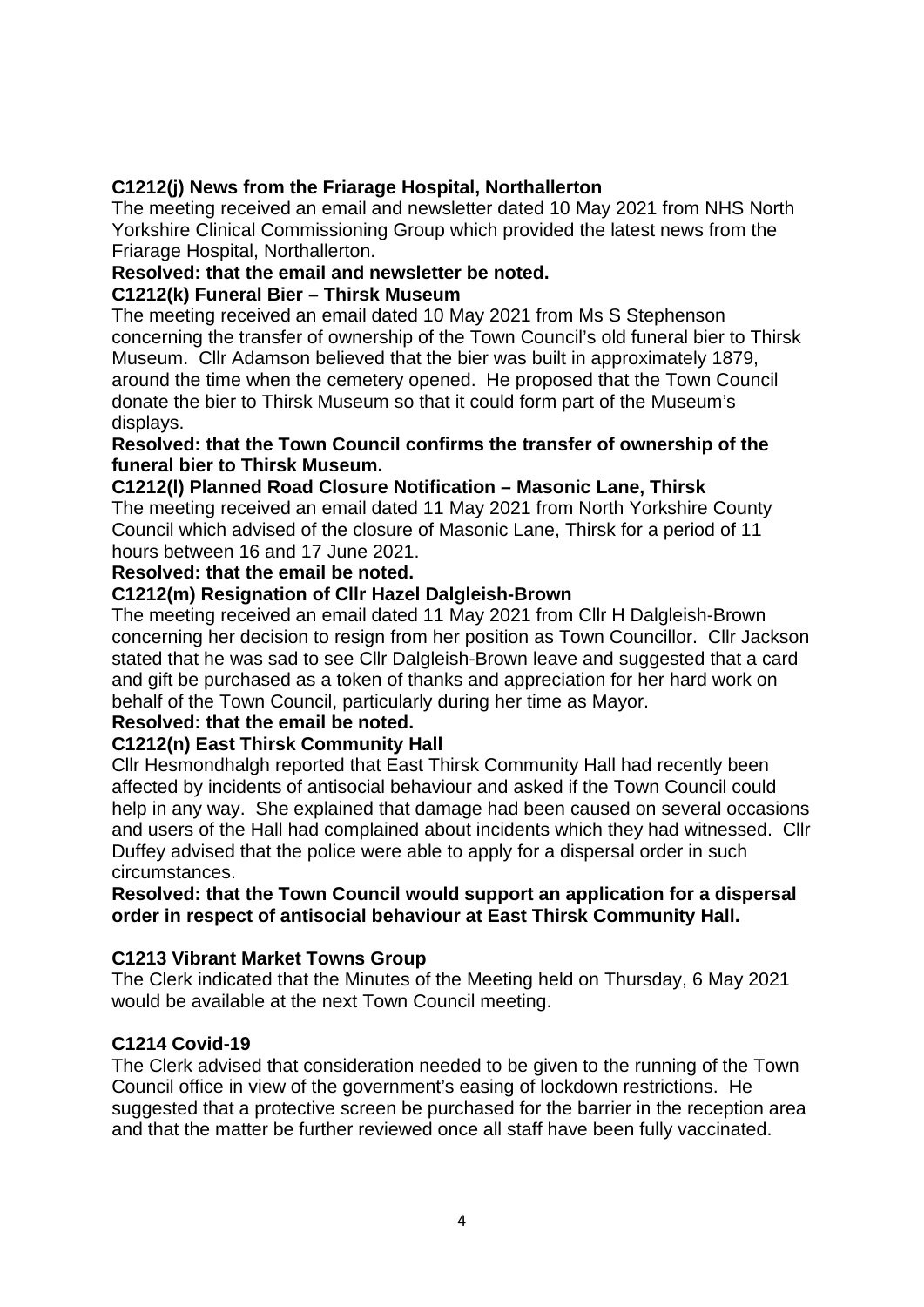**C1212(j) News from the Friarage Hospital, Northallerton**

The meeting received an email and newsletter dated 10 May 2021 from NHS North Yorkshire Clinical Commissioning Group which provided the latest news from the Friarage Hospital, Northallerton.

**Resolved: that the email and newsletter be noted.**

**C1212(k) Funeral Bier – Thirsk Museum**

The meeting received an email dated 10 May 2021 from Ms S Stephenson concerning the transfer of ownership of the Town Council's old funeral bier to Thirsk Museum. Cllr Adamson believed that the bier was built in approximately 1879, around the time when the cemetery opened. He proposed that the Town Council donate the bier to Thirsk Museum so that it could form part of the Museum's displays.

**Resolved: that the Town Council confirms the transfer of ownership of the funeral bier to Thirsk Museum.**

**C1212(l) Planned Road Closure Notification – Masonic Lane, Thirsk**

The meeting received an email dated 11 May 2021 from North Yorkshire County Council which advised of the closure of Masonic Lane, Thirsk for a period of 11 hours between 16 and 17 June 2021.

**Resolved: that the email be noted.**

**C1212(m) Resignation of Cllr Hazel Dalgleish-Brown**

The meeting received an email dated 11 May 2021 from Cllr H Dalgleish-Brown concerning her decision to resign from her position as Town Councillor. Cllr Jackson stated that he was sad to see Cllr Dalgleish-Brown leave and suggested that a card and gift be purchased as a token of thanks and appreciation for her hard work on behalf of the Town Council, particularly during her time as Mayor.

**Resolved: that the email be noted.**

**C1212(n) East Thirsk Community Hall**

Cllr Hesmondhalgh reported that East Thirsk Community Hall had recently been affected by incidents of antisocial behaviour and asked if the Town Council could help in any way. She explained that damage had been caused on several occasions and users of the Hall had complained about incidents which they had witnessed. Cllr Duffey advised that the police were able to apply for a dispersal order in such circumstances.

**Resolved: that the Town Council would support an application for a dispersal order in respect of antisocial behaviour at East Thirsk Community Hall.**

**C1213 Vibrant Market Towns Group**

The Clerk indicated that the Minutes of the Meeting held on Thursday, 6 May 2021 would be available at the next Town Council meeting.

**C1214 Covid-19**

The Clerk advised that consideration needed to be given to the running of the Town Council office in view of the government's easing of lockdown restrictions. He suggested that a protective screen be purchased for the barrier in the reception area and that the matter be further reviewed once all staff have been fully vaccinated.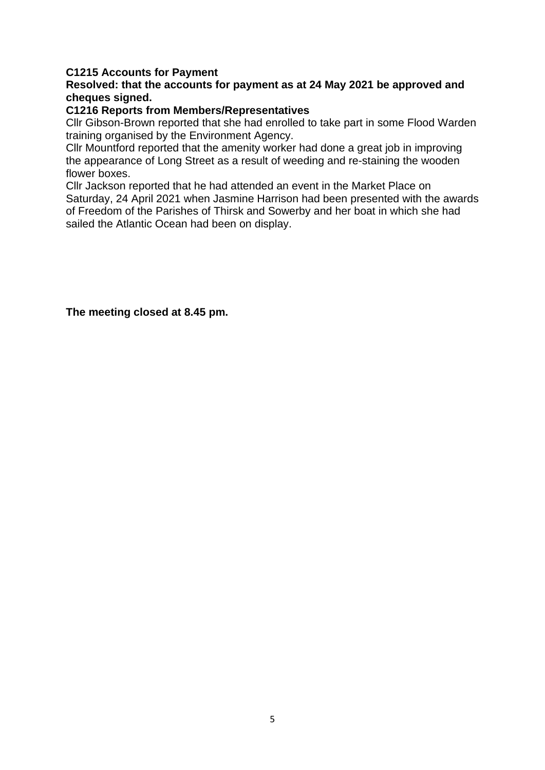**C1215 Accounts for Payment**

**Resolved: that the accounts for payment as at 24 May 2021 be approved and cheques signed.**

**C1216 Reports from Members/Representatives**

Cllr Gibson-Brown reported that she had enrolled to take part in some Flood Warden training organised by the Environment Agency.

Cllr Mountford reported that the amenity worker had done a great job in improving the appearance of Long Street as a result of weeding and re-staining the wooden flower boxes.

Cllr Jackson reported that he had attended an event in the Market Place on Saturday, 24 April 2021 when Jasmine Harrison had been presented with the awards of Freedom of the Parishes of Thirsk and Sowerby and her boat in which she had sailed the Atlantic Ocean had been on display.

**The meeting closed at 8.45 pm.**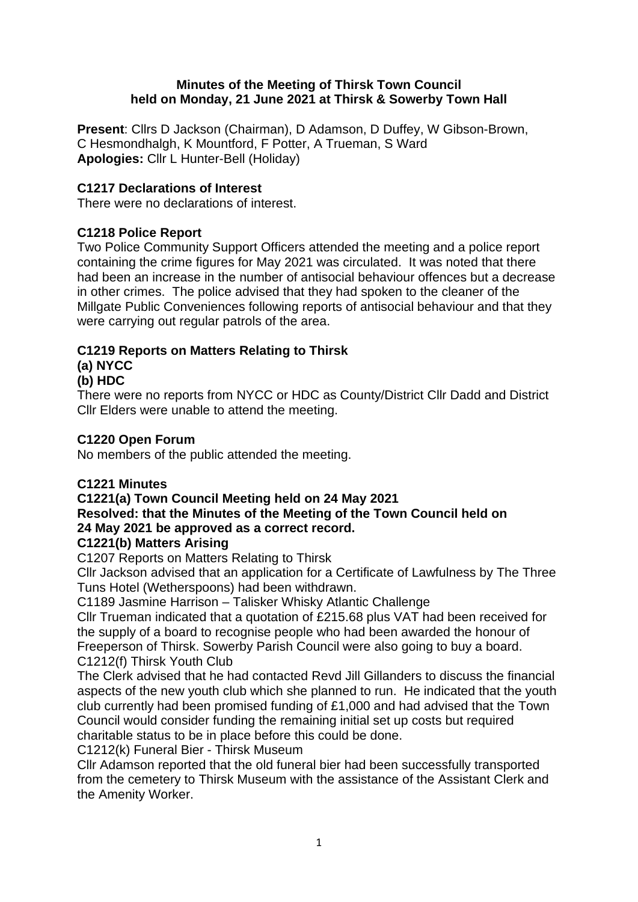**Minutes of the Meeting of Thirsk Town Council held on Monday, 21 June 2021 at Thirsk & Sowerby Town Hall**

**Present**: Cllrs D Jackson (Chairman), D Adamson, D Duffey, W Gibson-Brown, C Hesmondhalgh, K Mountford, F Potter, A Trueman, S Ward
**Apologies:** Cllr L Hunter-Bell (Holiday)

**C1217 Declarations of Interest**

There were no declarations of interest.

**C1218 Police Report**

Two Police Community Support Officers attended the meeting and a police report containing the crime figures for May 2021 was circulated. It was noted that there had been an increase in the number of antisocial behaviour offences but a decrease in other crimes. The police advised that they had spoken to the cleaner of the Millgate Public Conveniences following reports of antisocial behaviour and that they were carrying out regular patrols of the area.

**C1219 Reports on Matters Relating to Thirsk**

**(a) NYCC**

**(b) HDC**

There were no reports from NYCC or HDC as County/District Cllr Dadd and District Cllr Elders were unable to attend the meeting.

**C1220 Open Forum**

No members of the public attended the meeting.

**C1221 Minutes**

**C1221(a) Town Council Meeting held on 24 May 2021**

**Resolved: that the Minutes of the Meeting of the Town Council held on 24 May 2021 be approved as a correct record.**

**C1221(b) Matters Arising**

C1207 Reports on Matters Relating to Thirsk

Cllr Jackson advised that an application for a Certificate of Lawfulness by The Three Tuns Hotel (Wetherspoons) had been withdrawn.

C1189 Jasmine Harrison – Talisker Whisky Atlantic Challenge

Cllr Trueman indicated that a quotation of £215.68 plus VAT had been received for the supply of a board to recognise people who had been awarded the honour of Freeperson of Thirsk. Sowerby Parish Council were also going to buy a board.

C1212(f) Thirsk Youth Club

The Clerk advised that he had contacted Revd Jill Gillanders to discuss the financial aspects of the new youth club which she planned to run. He indicated that the youth club currently had been promised funding of £1,000 and had advised that the Town Council would consider funding the remaining initial set up costs but required charitable status to be in place before this could be done.

C1212(k) Funeral Bier - Thirsk Museum

Cllr Adamson reported that the old funeral bier had been successfully transported from the cemetery to Thirsk Museum with the assistance of the Assistant Clerk and the Amenity Worker.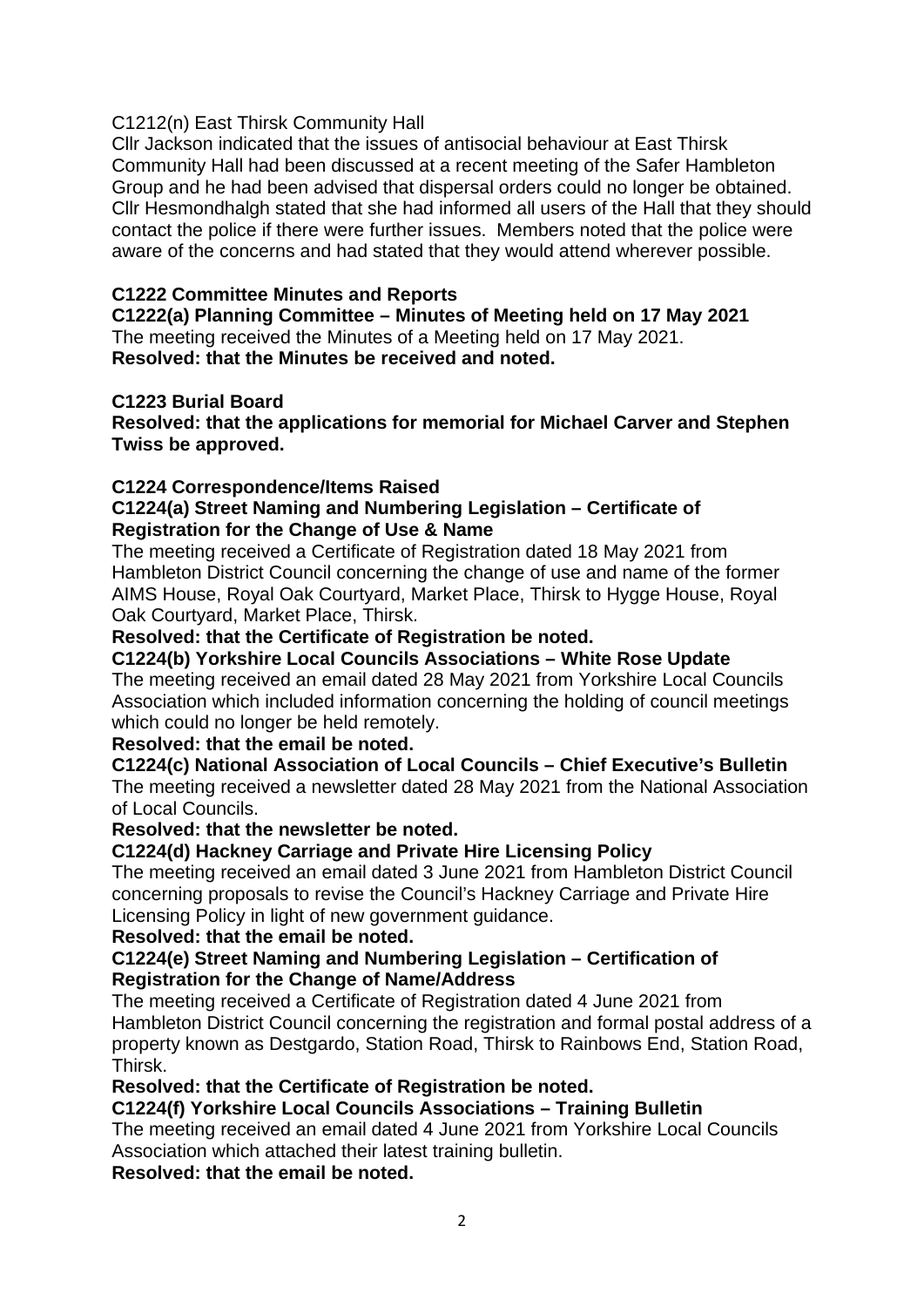C1212(n) East Thirsk Community Hall

Cllr Jackson indicated that the issues of antisocial behaviour at East Thirsk Community Hall had been discussed at a recent meeting of the Safer Hambleton Group and he had been advised that dispersal orders could no longer be obtained. Cllr Hesmondhalgh stated that she had informed all users of the Hall that they should contact the police if there were further issues. Members noted that the police were aware of the concerns and had stated that they would attend wherever possible.

**C1222 Committee Minutes and Reports**

**C1222(a) Planning Committee – Minutes of Meeting held on 17 May 2021**

The meeting received the Minutes of a Meeting held on 17 May 2021.

**Resolved: that the Minutes be received and noted.**

**C1223 Burial Board**

**Resolved: that the applications for memorial for Michael Carver and Stephen Twiss be approved.**

**C1224 Correspondence/Items Raised**

**C1224(a) Street Naming and Numbering Legislation – Certificate of Registration for the Change of Use & Name**

The meeting received a Certificate of Registration dated 18 May 2021 from Hambleton District Council concerning the change of use and name of the former AIMS House, Royal Oak Courtyard, Market Place, Thirsk to Hygge House, Royal Oak Courtyard, Market Place, Thirsk.

**Resolved: that the Certificate of Registration be noted.**

**C1224(b) Yorkshire Local Councils Associations – White Rose Update**

The meeting received an email dated 28 May 2021 from Yorkshire Local Councils Association which included information concerning the holding of council meetings which could no longer be held remotely.

**Resolved: that the email be noted.**

**C1224(c) National Association of Local Councils – Chief Executive's Bulletin**

The meeting received a newsletter dated 28 May 2021 from the National Association of Local Councils.

**Resolved: that the newsletter be noted.**

**C1224(d) Hackney Carriage and Private Hire Licensing Policy**

The meeting received an email dated 3 June 2021 from Hambleton District Council concerning proposals to revise the Council's Hackney Carriage and Private Hire Licensing Policy in light of new government guidance.

**Resolved: that the email be noted.**

**C1224(e) Street Naming and Numbering Legislation – Certification of Registration for the Change of Name/Address**

The meeting received a Certificate of Registration dated 4 June 2021 from Hambleton District Council concerning the registration and formal postal address of a property known as Destgardo, Station Road, Thirsk to Rainbows End, Station Road, Thirsk.

**Resolved: that the Certificate of Registration be noted.**

**C1224(f) Yorkshire Local Councils Associations – Training Bulletin**

The meeting received an email dated 4 June 2021 from Yorkshire Local Councils Association which attached their latest training bulletin.

**Resolved: that the email be noted.**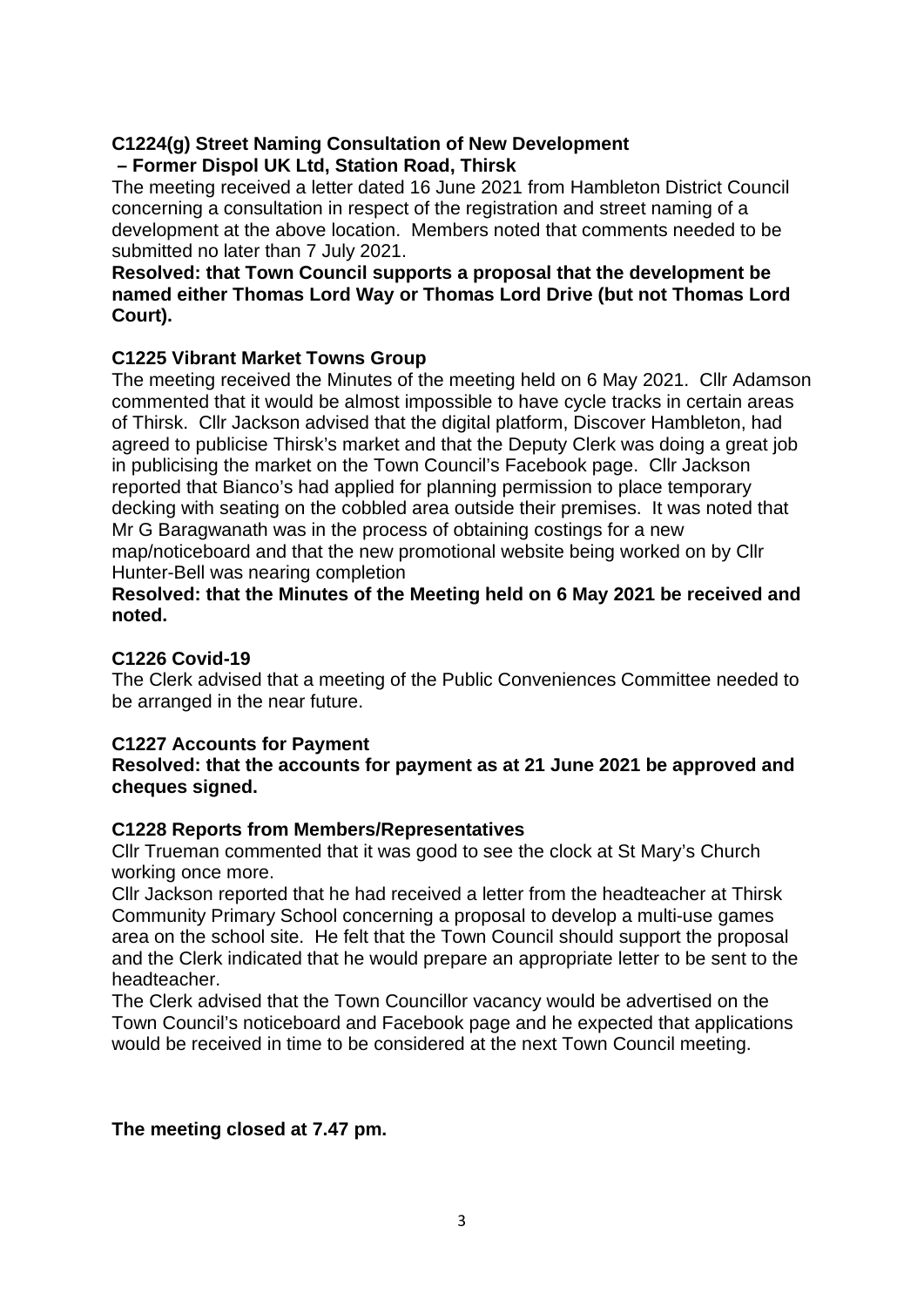**C1224(g) Street Naming Consultation of New Development – Former Dispol UK Ltd, Station Road, Thirsk**

The meeting received a letter dated 16 June 2021 from Hambleton District Council concerning a consultation in respect of the registration and street naming of a development at the above location. Members noted that comments needed to be submitted no later than 7 July 2021.

**Resolved: that Town Council supports a proposal that the development be named either Thomas Lord Way or Thomas Lord Drive (but not Thomas Lord Court).**

**C1225 Vibrant Market Towns Group**

The meeting received the Minutes of the meeting held on 6 May 2021. Cllr Adamson commented that it would be almost impossible to have cycle tracks in certain areas of Thirsk. Cllr Jackson advised that the digital platform, Discover Hambleton, had agreed to publicise Thirsk's market and that the Deputy Clerk was doing a great job in publicising the market on the Town Council's Facebook page. Cllr Jackson reported that Bianco's had applied for planning permission to place temporary decking with seating on the cobbled area outside their premises. It was noted that Mr G Baragwanath was in the process of obtaining costings for a new map/noticeboard and that the new promotional website being worked on by Cllr Hunter-Bell was nearing completion

**Resolved: that the Minutes of the Meeting held on 6 May 2021 be received and noted.**

**C1226 Covid-19**

The Clerk advised that a meeting of the Public Conveniences Committee needed to be arranged in the near future.

**C1227 Accounts for Payment**

**Resolved: that the accounts for payment as at 21 June 2021 be approved and cheques signed.**

**C1228 Reports from Members/Representatives**

Cllr Trueman commented that it was good to see the clock at St Mary's Church working once more.

Cllr Jackson reported that he had received a letter from the headteacher at Thirsk Community Primary School concerning a proposal to develop a multi-use games area on the school site. He felt that the Town Council should support the proposal and the Clerk indicated that he would prepare an appropriate letter to be sent to the headteacher.

The Clerk advised that the Town Councillor vacancy would be advertised on the Town Council's noticeboard and Facebook page and he expected that applications would be received in time to be considered at the next Town Council meeting.

**The meeting closed at 7.47 pm.**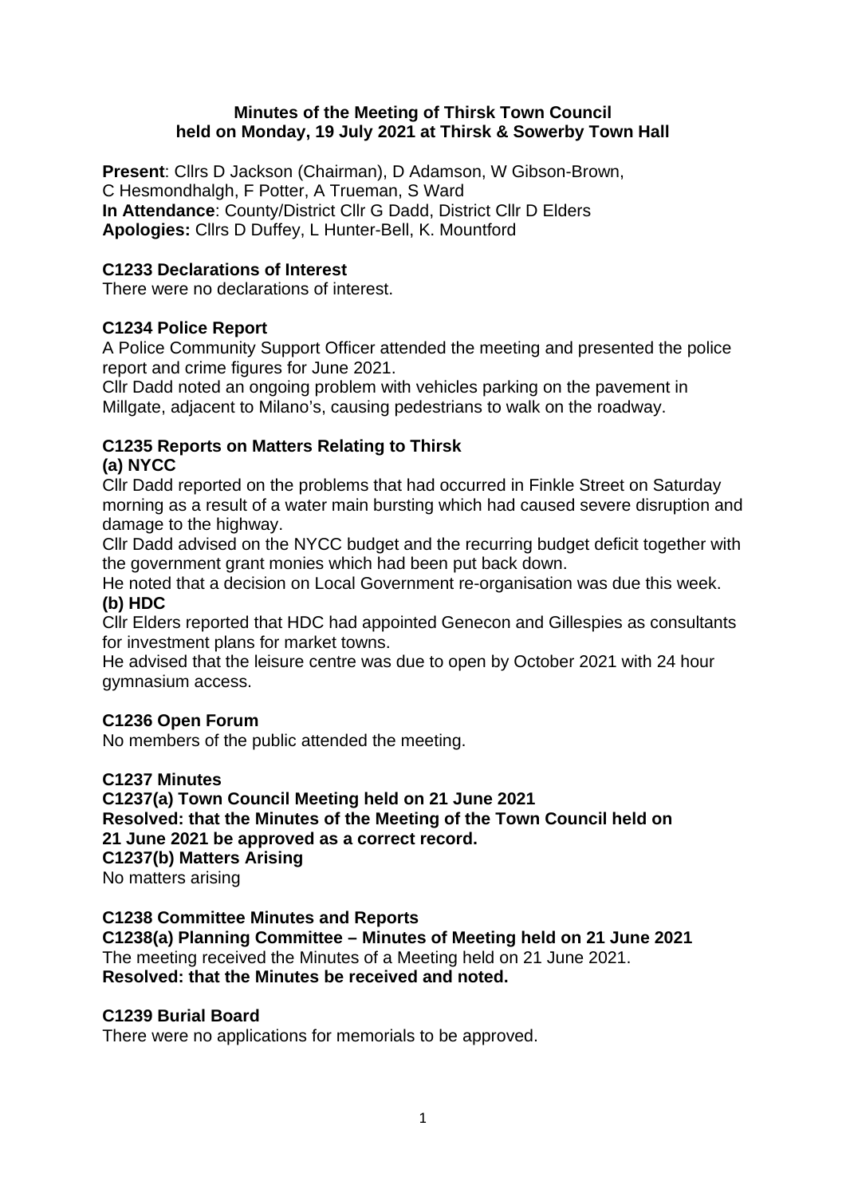**Minutes of the Meeting of Thirsk Town Council held on Monday, 19 July 2021 at Thirsk & Sowerby Town Hall**

**Present**: Cllrs D Jackson (Chairman), D Adamson, W Gibson-Brown, C Hesmondhalgh, F Potter, A Trueman, S Ward
**In Attendance**: County/District Cllr G Dadd, District Cllr D Elders
**Apologies:** Cllrs D Duffey, L Hunter-Bell, K. Mountford

**C1233 Declarations of Interest**

There were no declarations of interest.

**C1234 Police Report**

A Police Community Support Officer attended the meeting and presented the police report and crime figures for June 2021.

Cllr Dadd noted an ongoing problem with vehicles parking on the pavement in Millgate, adjacent to Milano's, causing pedestrians to walk on the roadway.

**C1235 Reports on Matters Relating to Thirsk**

**(a) NYCC**

Cllr Dadd reported on the problems that had occurred in Finkle Street on Saturday morning as a result of a water main bursting which had caused severe disruption and damage to the highway.

Cllr Dadd advised on the NYCC budget and the recurring budget deficit together with the government grant monies which had been put back down.

He noted that a decision on Local Government re-organisation was due this week.

**(b) HDC**

Cllr Elders reported that HDC had appointed Genecon and Gillespies as consultants for investment plans for market towns.

He advised that the leisure centre was due to open by October 2021 with 24 hour gymnasium access.

**C1236 Open Forum**

No members of the public attended the meeting.

**C1237 Minutes**

**C1237(a) Town Council Meeting held on 21 June 2021**

**Resolved: that the Minutes of the Meeting of the Town Council held on 21 June 2021 be approved as a correct record.**

**C1237(b) Matters Arising**

No matters arising

**C1238 Committee Minutes and Reports**

**C1238(a) Planning Committee – Minutes of Meeting held on 21 June 2021**

The meeting received the Minutes of a Meeting held on 21 June 2021.

**Resolved: that the Minutes be received and noted.**

**C1239 Burial Board**

There were no applications for memorials to be approved.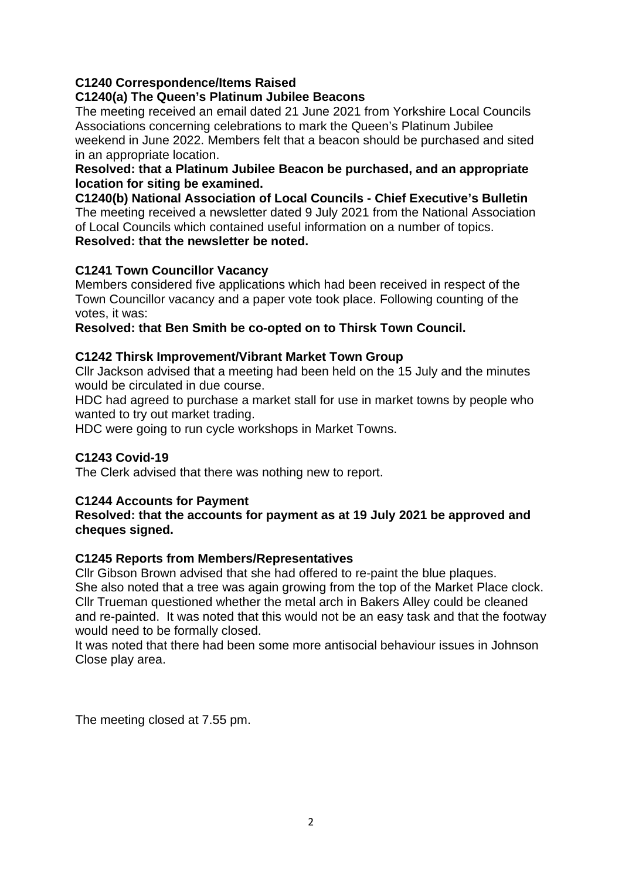**C1240 Correspondence/Items Raised**

**C1240(a) The Queen's Platinum Jubilee Beacons**

The meeting received an email dated 21 June 2021 from Yorkshire Local Councils Associations concerning celebrations to mark the Queen's Platinum Jubilee weekend in June 2022. Members felt that a beacon should be purchased and sited in an appropriate location.

**Resolved: that a Platinum Jubilee Beacon be purchased, and an appropriate location for siting be examined.**

**C1240(b) National Association of Local Councils - Chief Executive's Bulletin**

The meeting received a newsletter dated 9 July 2021 from the National Association of Local Councils which contained useful information on a number of topics.

**Resolved: that the newsletter be noted.**

**C1241 Town Councillor Vacancy**

Members considered five applications which had been received in respect of the Town Councillor vacancy and a paper vote took place. Following counting of the votes, it was:

**Resolved: that Ben Smith be co-opted on to Thirsk Town Council.**

**C1242 Thirsk Improvement/Vibrant Market Town Group**

Cllr Jackson advised that a meeting had been held on the 15 July and the minutes would be circulated in due course.

HDC had agreed to purchase a market stall for use in market towns by people who wanted to try out market trading.

HDC were going to run cycle workshops in Market Towns.

**C1243 Covid-19**

The Clerk advised that there was nothing new to report.

**C1244 Accounts for Payment**

**Resolved: that the accounts for payment as at 19 July 2021 be approved and cheques signed.**

**C1245 Reports from Members/Representatives**

Cllr Gibson Brown advised that she had offered to re-paint the blue plaques.
She also noted that a tree was again growing from the top of the Market Place clock.
Cllr Trueman questioned whether the metal arch in Bakers Alley could be cleaned and re-painted. It was noted that this would not be an easy task and that the footway would need to be formally closed.
It was noted that there had been some more antisocial behaviour issues in Johnson Close play area.

The meeting closed at 7.55 pm.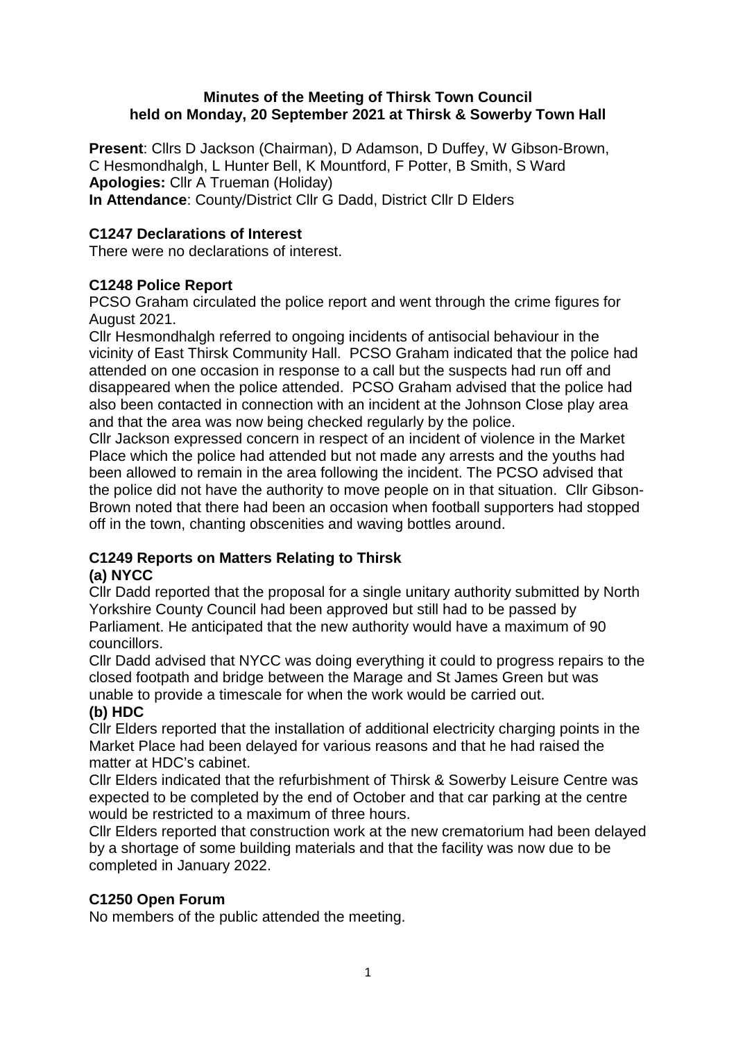**Minutes of the Meeting of Thirsk Town Council held on Monday, 20 September 2021 at Thirsk & Sowerby Town Hall**

**Present**: Cllrs D Jackson (Chairman), D Adamson, D Duffey, W Gibson-Brown, C Hesmondhalgh, L Hunter Bell, K Mountford, F Potter, B Smith, S Ward
**Apologies:** Cllr A Trueman (Holiday)
**In Attendance**: County/District Cllr G Dadd, District Cllr D Elders

**C1247 Declarations of Interest**

There were no declarations of interest.

**C1248 Police Report**

PCSO Graham circulated the police report and went through the crime figures for August 2021.

Cllr Hesmondhalgh referred to ongoing incidents of antisocial behaviour in the vicinity of East Thirsk Community Hall. PCSO Graham indicated that the police had attended on one occasion in response to a call but the suspects had run off and disappeared when the police attended. PCSO Graham advised that the police had also been contacted in connection with an incident at the Johnson Close play area and that the area was now being checked regularly by the police.

Cllr Jackson expressed concern in respect of an incident of violence in the Market Place which the police had attended but not made any arrests and the youths had been allowed to remain in the area following the incident. The PCSO advised that the police did not have the authority to move people on in that situation. Cllr Gibson-Brown noted that there had been an occasion when football supporters had stopped off in the town, chanting obscenities and waving bottles around.

**C1249 Reports on Matters Relating to Thirsk**

**(a) NYCC**

Cllr Dadd reported that the proposal for a single unitary authority submitted by North Yorkshire County Council had been approved but still had to be passed by Parliament. He anticipated that the new authority would have a maximum of 90 councillors.

Cllr Dadd advised that NYCC was doing everything it could to progress repairs to the closed footpath and bridge between the Marage and St James Green but was unable to provide a timescale for when the work would be carried out.

**(b) HDC**

Cllr Elders reported that the installation of additional electricity charging points in the Market Place had been delayed for various reasons and that he had raised the matter at HDC's cabinet.

Cllr Elders indicated that the refurbishment of Thirsk & Sowerby Leisure Centre was expected to be completed by the end of October and that car parking at the centre would be restricted to a maximum of three hours.

Cllr Elders reported that construction work at the new crematorium had been delayed by a shortage of some building materials and that the facility was now due to be completed in January 2022.

**C1250 Open Forum**

No members of the public attended the meeting.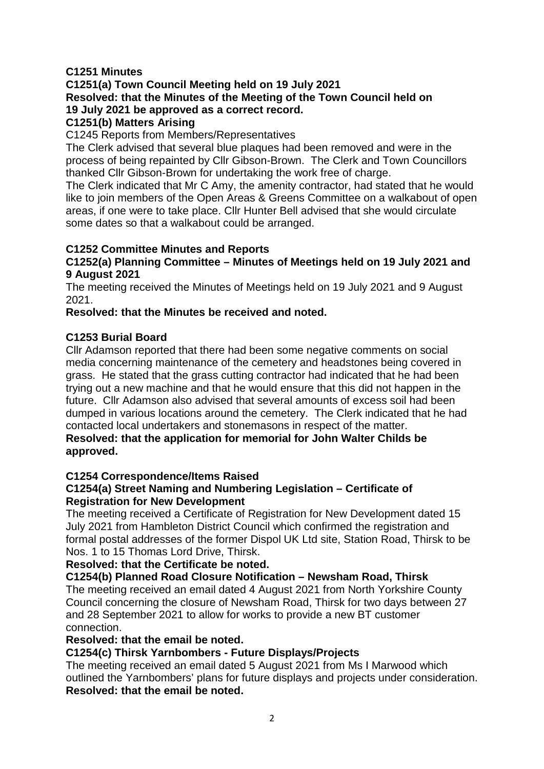**C1251 Minutes**

**C1251(a) Town Council Meeting held on 19 July 2021**

**Resolved: that the Minutes of the Meeting of the Town Council held on 19 July 2021 be approved as a correct record.**

**C1251(b) Matters Arising**

C1245 Reports from Members/Representatives

The Clerk advised that several blue plaques had been removed and were in the process of being repainted by Cllr Gibson-Brown. The Clerk and Town Councillors thanked Cllr Gibson-Brown for undertaking the work free of charge.

The Clerk indicated that Mr C Amy, the amenity contractor, had stated that he would like to join members of the Open Areas & Greens Committee on a walkabout of open areas, if one were to take place. Cllr Hunter Bell advised that she would circulate some dates so that a walkabout could be arranged.

**C1252 Committee Minutes and Reports**

**C1252(a) Planning Committee – Minutes of Meetings held on 19 July 2021 and 9 August 2021**

The meeting received the Minutes of Meetings held on 19 July 2021 and 9 August 2021.

**Resolved: that the Minutes be received and noted.**

**C1253 Burial Board**

Cllr Adamson reported that there had been some negative comments on social media concerning maintenance of the cemetery and headstones being covered in grass. He stated that the grass cutting contractor had indicated that he had been trying out a new machine and that he would ensure that this did not happen in the future. Cllr Adamson also advised that several amounts of excess soil had been dumped in various locations around the cemetery. The Clerk indicated that he had contacted local undertakers and stonemasons in respect of the matter.

**Resolved: that the application for memorial for John Walter Childs be approved.**

**C1254 Correspondence/Items Raised**

**C1254(a) Street Naming and Numbering Legislation – Certificate of Registration for New Development**

The meeting received a Certificate of Registration for New Development dated 15 July 2021 from Hambleton District Council which confirmed the registration and formal postal addresses of the former Dispol UK Ltd site, Station Road, Thirsk to be Nos. 1 to 15 Thomas Lord Drive, Thirsk.

**Resolved: that the Certificate be noted.**

**C1254(b) Planned Road Closure Notification – Newsham Road, Thirsk**

The meeting received an email dated 4 August 2021 from North Yorkshire County Council concerning the closure of Newsham Road, Thirsk for two days between 27 and 28 September 2021 to allow for works to provide a new BT customer connection.

**Resolved: that the email be noted.**

**C1254(c) Thirsk Yarnbombers - Future Displays/Projects**

The meeting received an email dated 5 August 2021 from Ms I Marwood which outlined the Yarnbombers' plans for future displays and projects under consideration.

**Resolved: that the email be noted.**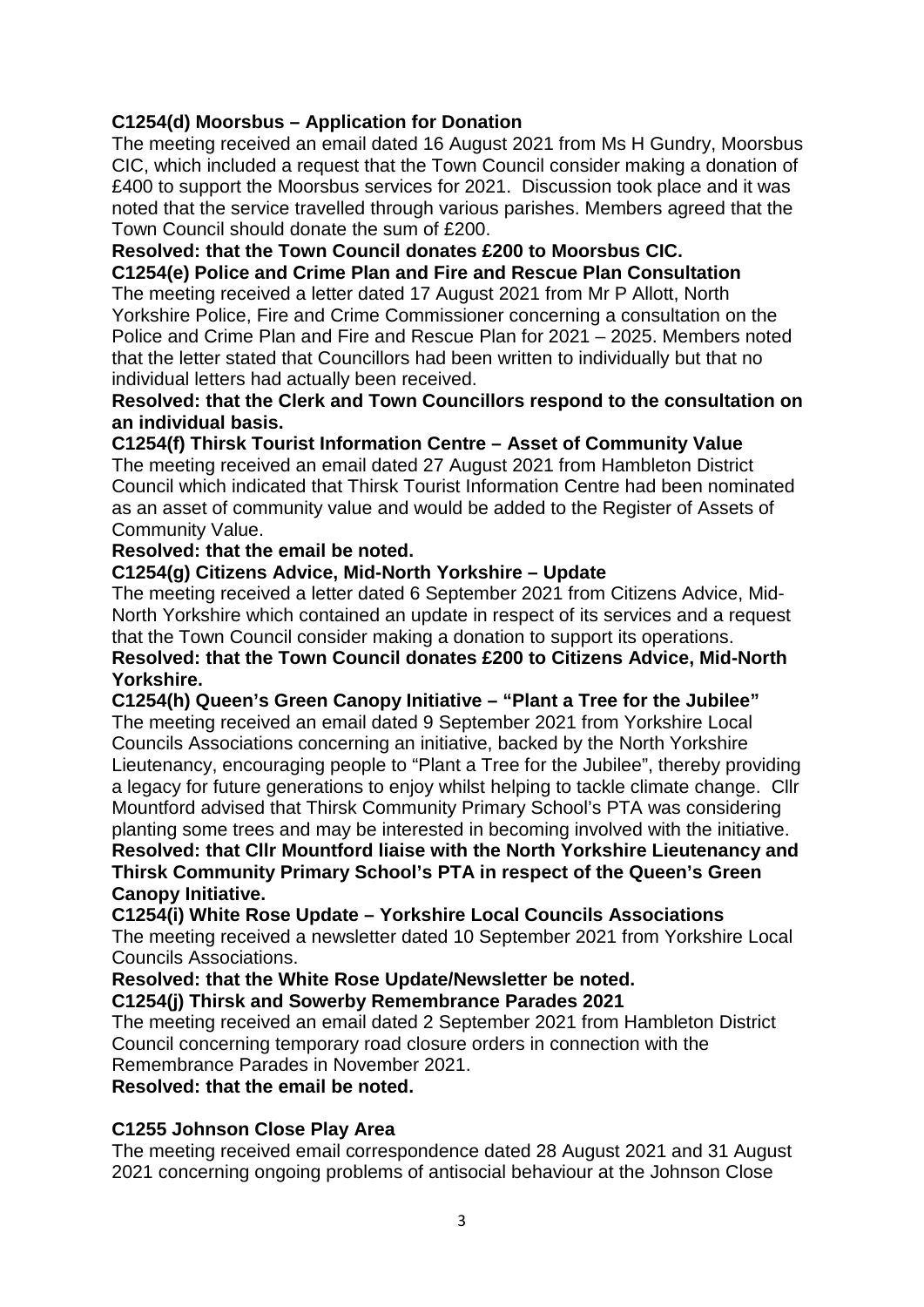**C1254(d) Moorsbus – Application for Donation**

The meeting received an email dated 16 August 2021 from Ms H Gundry, Moorsbus CIC, which included a request that the Town Council consider making a donation of £400 to support the Moorsbus services for 2021. Discussion took place and it was noted that the service travelled through various parishes. Members agreed that the Town Council should donate the sum of £200.

**Resolved: that the Town Council donates £200 to Moorsbus CIC.**

**C1254(e) Police and Crime Plan and Fire and Rescue Plan Consultation**

The meeting received a letter dated 17 August 2021 from Mr P Allott, North Yorkshire Police, Fire and Crime Commissioner concerning a consultation on the Police and Crime Plan and Fire and Rescue Plan for 2021 – 2025. Members noted that the letter stated that Councillors had been written to individually but that no individual letters had actually been received.

**Resolved: that the Clerk and Town Councillors respond to the consultation on an individual basis.**

**C1254(f) Thirsk Tourist Information Centre – Asset of Community Value**

The meeting received an email dated 27 August 2021 from Hambleton District Council which indicated that Thirsk Tourist Information Centre had been nominated as an asset of community value and would be added to the Register of Assets of Community Value.

**Resolved: that the email be noted.**

**C1254(g) Citizens Advice, Mid-North Yorkshire – Update**

The meeting received a letter dated 6 September 2021 from Citizens Advice, Mid-North Yorkshire which contained an update in respect of its services and a request that the Town Council consider making a donation to support its operations.

**Resolved: that the Town Council donates £200 to Citizens Advice, Mid-North Yorkshire.**

**C1254(h) Queen's Green Canopy Initiative – "Plant a Tree for the Jubilee"**

The meeting received an email dated 9 September 2021 from Yorkshire Local Councils Associations concerning an initiative, backed by the North Yorkshire Lieutenancy, encouraging people to "Plant a Tree for the Jubilee", thereby providing a legacy for future generations to enjoy whilst helping to tackle climate change. Cllr Mountford advised that Thirsk Community Primary School's PTA was considering planting some trees and may be interested in becoming involved with the initiative.

**Resolved: that Cllr Mountford liaise with the North Yorkshire Lieutenancy and Thirsk Community Primary School's PTA in respect of the Queen's Green Canopy Initiative.**

**C1254(i) White Rose Update – Yorkshire Local Councils Associations**

The meeting received a newsletter dated 10 September 2021 from Yorkshire Local Councils Associations.

**Resolved: that the White Rose Update/Newsletter be noted.**

**C1254(j) Thirsk and Sowerby Remembrance Parades 2021**

The meeting received an email dated 2 September 2021 from Hambleton District Council concerning temporary road closure orders in connection with the Remembrance Parades in November 2021.

**Resolved: that the email be noted.**

**C1255 Johnson Close Play Area**

The meeting received email correspondence dated 28 August 2021 and 31 August 2021 concerning ongoing problems of antisocial behaviour at the Johnson Close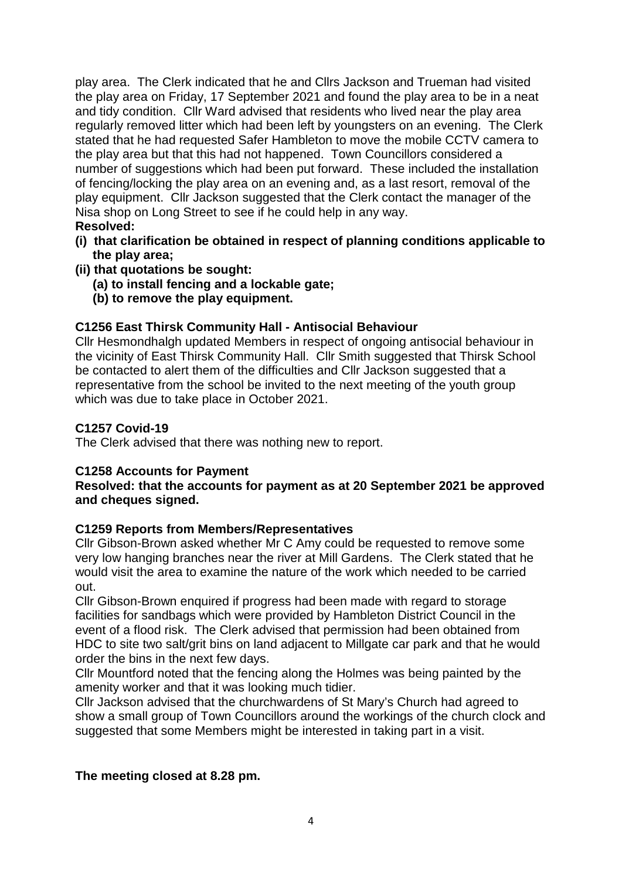play area. The Clerk indicated that he and Cllrs Jackson and Trueman had visited the play area on Friday, 17 September 2021 and found the play area to be in a neat and tidy condition. Cllr Ward advised that residents who lived near the play area regularly removed litter which had been left by youngsters on an evening. The Clerk stated that he had requested Safer Hambleton to move the mobile CCTV camera to the play area but that this had not happened. Town Councillors considered a number of suggestions which had been put forward. These included the installation of fencing/locking the play area on an evening and, as a last resort, removal of the play equipment. Cllr Jackson suggested that the Clerk contact the manager of the Nisa shop on Long Street to see if he could help in any way.

**Resolved:**

**(i) that clarification be obtained in respect of planning conditions applicable to the play area;**

**(ii) that quotations be sought:**

**(a) to install fencing and a lockable gate;**

**(b) to remove the play equipment.**

**C1256 East Thirsk Community Hall - Antisocial Behaviour**

Cllr Hesmondhalgh updated Members in respect of ongoing antisocial behaviour in the vicinity of East Thirsk Community Hall. Cllr Smith suggested that Thirsk School be contacted to alert them of the difficulties and Cllr Jackson suggested that a representative from the school be invited to the next meeting of the youth group which was due to take place in October 2021.

**C1257 Covid-19**

The Clerk advised that there was nothing new to report.

**C1258 Accounts for Payment**

**Resolved: that the accounts for payment as at 20 September 2021 be approved and cheques signed.**

**C1259 Reports from Members/Representatives**

Cllr Gibson-Brown asked whether Mr C Amy could be requested to remove some very low hanging branches near the river at Mill Gardens. The Clerk stated that he would visit the area to examine the nature of the work which needed to be carried out.

Cllr Gibson-Brown enquired if progress had been made with regard to storage facilities for sandbags which were provided by Hambleton District Council in the event of a flood risk. The Clerk advised that permission had been obtained from HDC to site two salt/grit bins on land adjacent to Millgate car park and that he would order the bins in the next few days.

Cllr Mountford noted that the fencing along the Holmes was being painted by the amenity worker and that it was looking much tidier.

Cllr Jackson advised that the churchwardens of St Mary's Church had agreed to show a small group of Town Councillors around the workings of the church clock and suggested that some Members might be interested in taking part in a visit.

**The meeting closed at 8.28 pm.**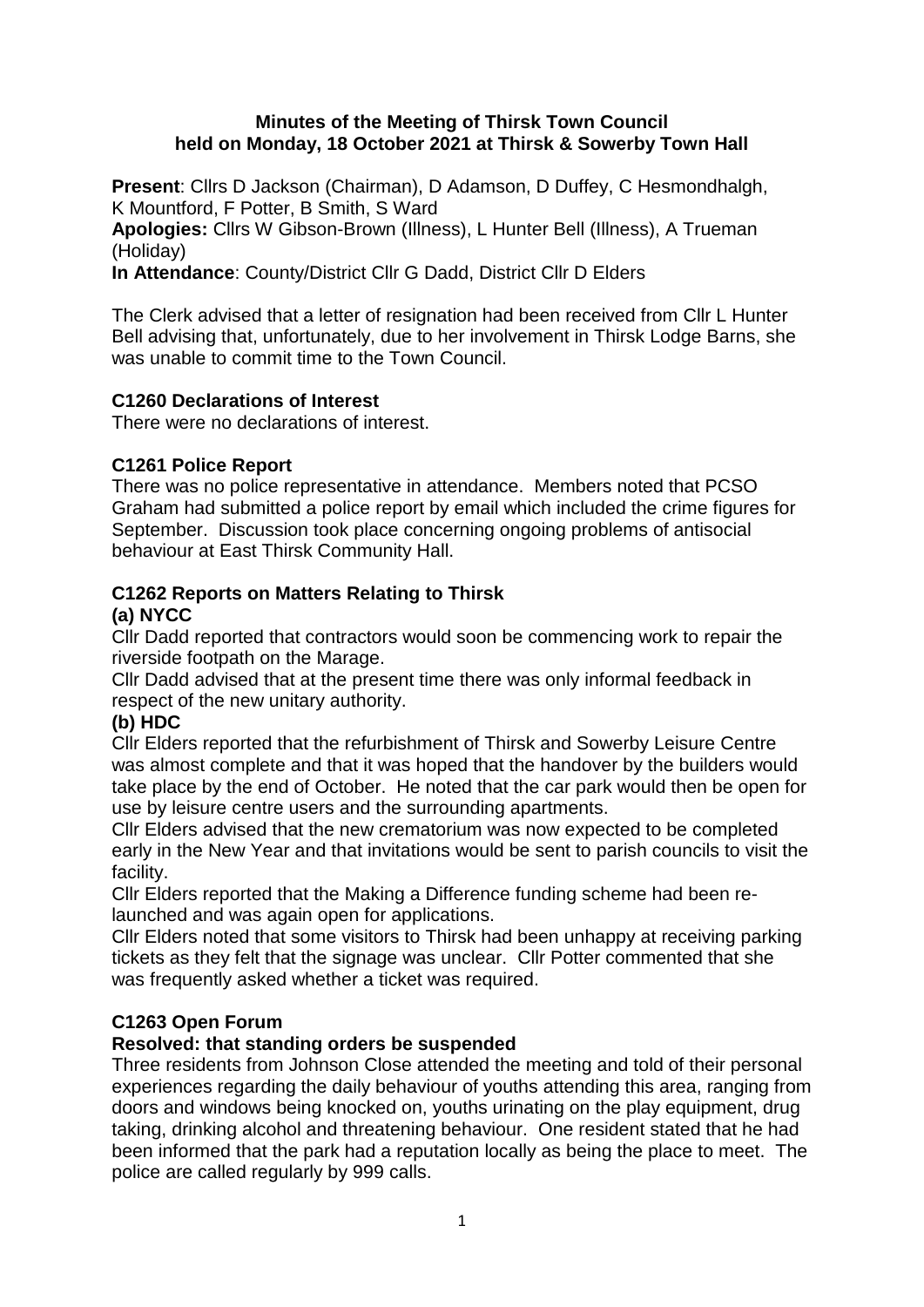**Minutes of the Meeting of Thirsk Town Council held on Monday, 18 October 2021 at Thirsk & Sowerby Town Hall**

**Present**: Cllrs D Jackson (Chairman), D Adamson, D Duffey, C Hesmondhalgh, K Mountford, F Potter, B Smith, S Ward

**Apologies:** Cllrs W Gibson-Brown (Illness), L Hunter Bell (Illness), A Trueman (Holiday)

**In Attendance**: County/District Cllr G Dadd, District Cllr D Elders

The Clerk advised that a letter of resignation had been received from Cllr L Hunter Bell advising that, unfortunately, due to her involvement in Thirsk Lodge Barns, she was unable to commit time to the Town Council.

### C1260 Declarations of Interest

There were no declarations of interest.

### C1261 Police Report

There was no police representative in attendance. Members noted that PCSO Graham had submitted a police report by email which included the crime figures for September. Discussion took place concerning ongoing problems of antisocial behaviour at East Thirsk Community Hall.

### C1262 Reports on Matters Relating to Thirsk

**(a) NYCC**

Cllr Dadd reported that contractors would soon be commencing work to repair the riverside footpath on the Marage.

Cllr Dadd advised that at the present time there was only informal feedback in respect of the new unitary authority.

**(b) HDC**

Cllr Elders reported that the refurbishment of Thirsk and Sowerby Leisure Centre was almost complete and that it was hoped that the handover by the builders would take place by the end of October. He noted that the car park would then be open for use by leisure centre users and the surrounding apartments.

Cllr Elders advised that the new crematorium was now expected to be completed early in the New Year and that invitations would be sent to parish councils to visit the facility.

Cllr Elders reported that the Making a Difference funding scheme had been re-launched and was again open for applications.

Cllr Elders noted that some visitors to Thirsk had been unhappy at receiving parking tickets as they felt that the signage was unclear. Cllr Potter commented that she was frequently asked whether a ticket was required.

### C1263 Open Forum

**Resolved: that standing orders be suspended**

Three residents from Johnson Close attended the meeting and told of their personal experiences regarding the daily behaviour of youths attending this area, ranging from doors and windows being knocked on, youths urinating on the play equipment, drug taking, drinking alcohol and threatening behaviour. One resident stated that he had been informed that the park had a reputation locally as being the place to meet. The police are called regularly by 999 calls.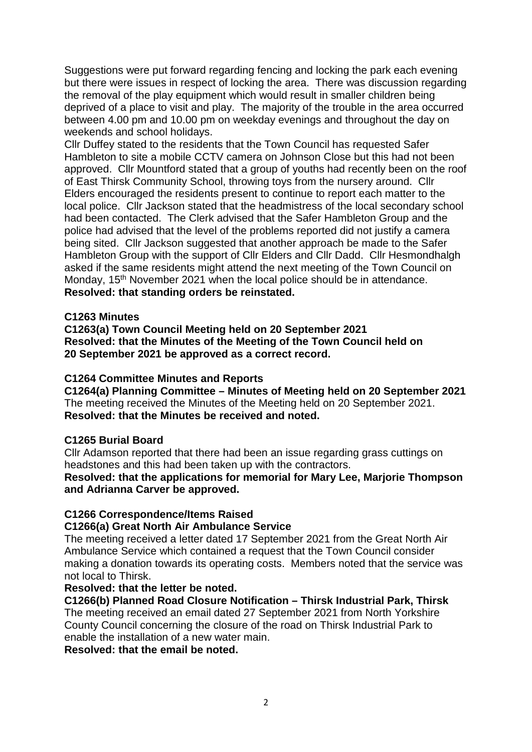Suggestions were put forward regarding fencing and locking the park each evening but there were issues in respect of locking the area. There was discussion regarding the removal of the play equipment which would result in smaller children being deprived of a place to visit and play. The majority of the trouble in the area occurred between 4.00 pm and 10.00 pm on weekday evenings and throughout the day on weekends and school holidays.

Cllr Duffey stated to the residents that the Town Council has requested Safer Hambleton to site a mobile CCTV camera on Johnson Close but this had not been approved. Cllr Mountford stated that a group of youths had recently been on the roof of East Thirsk Community School, throwing toys from the nursery around. Cllr Elders encouraged the residents present to continue to report each matter to the local police. Cllr Jackson stated that the headmistress of the local secondary school had been contacted. The Clerk advised that the Safer Hambleton Group and the police had advised that the level of the problems reported did not justify a camera being sited. Cllr Jackson suggested that another approach be made to the Safer Hambleton Group with the support of Cllr Elders and Cllr Dadd. Cllr Hesmondhalgh asked if the same residents might attend the next meeting of the Town Council on Monday, 15th November 2021 when the local police should be in attendance.

**Resolved: that standing orders be reinstated.**

**C1263 Minutes**

**C1263(a) Town Council Meeting held on 20 September 2021**

**Resolved: that the Minutes of the Meeting of the Town Council held on 20 September 2021 be approved as a correct record.**

**C1264 Committee Minutes and Reports**

**C1264(a) Planning Committee – Minutes of Meeting held on 20 September 2021**

The meeting received the Minutes of the Meeting held on 20 September 2021.

**Resolved: that the Minutes be received and noted.**

**C1265 Burial Board**

Cllr Adamson reported that there had been an issue regarding grass cuttings on headstones and this had been taken up with the contractors.

**Resolved: that the applications for memorial for Mary Lee, Marjorie Thompson and Adrianna Carver be approved.**

**C1266 Correspondence/Items Raised**

**C1266(a) Great North Air Ambulance Service**

The meeting received a letter dated 17 September 2021 from the Great North Air Ambulance Service which contained a request that the Town Council consider making a donation towards its operating costs. Members noted that the service was not local to Thirsk.

**Resolved: that the letter be noted.**

**C1266(b) Planned Road Closure Notification – Thirsk Industrial Park, Thirsk**

The meeting received an email dated 27 September 2021 from North Yorkshire County Council concerning the closure of the road on Thirsk Industrial Park to enable the installation of a new water main.

**Resolved: that the email be noted.**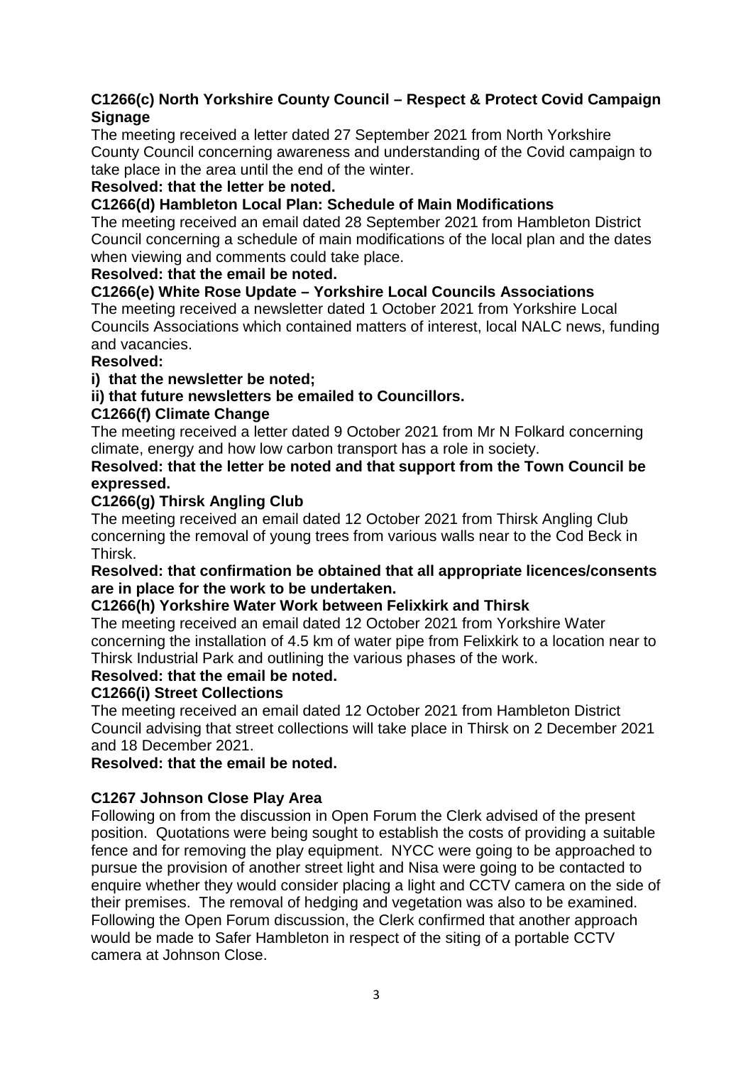**C1266(c) North Yorkshire County Council – Respect & Protect Covid Campaign Signage**

The meeting received a letter dated 27 September 2021 from North Yorkshire County Council concerning awareness and understanding of the Covid campaign to take place in the area until the end of the winter.

**Resolved: that the letter be noted.**

**C1266(d) Hambleton Local Plan: Schedule of Main Modifications**

The meeting received an email dated 28 September 2021 from Hambleton District Council concerning a schedule of main modifications of the local plan and the dates when viewing and comments could take place.

**Resolved: that the email be noted.**

**C1266(e) White Rose Update – Yorkshire Local Councils Associations**

The meeting received a newsletter dated 1 October 2021 from Yorkshire Local Councils Associations which contained matters of interest, local NALC news, funding and vacancies.

**Resolved:**

**i) that the newsletter be noted;**

**ii) that future newsletters be emailed to Councillors.**

**C1266(f) Climate Change**

The meeting received a letter dated 9 October 2021 from Mr N Folkard concerning climate, energy and how low carbon transport has a role in society.

**Resolved: that the letter be noted and that support from the Town Council be expressed.**

**C1266(g) Thirsk Angling Club**

The meeting received an email dated 12 October 2021 from Thirsk Angling Club concerning the removal of young trees from various walls near to the Cod Beck in Thirsk.

**Resolved: that confirmation be obtained that all appropriate licences/consents are in place for the work to be undertaken.**

**C1266(h) Yorkshire Water Work between Felixkirk and Thirsk**

The meeting received an email dated 12 October 2021 from Yorkshire Water concerning the installation of 4.5 km of water pipe from Felixkirk to a location near to Thirsk Industrial Park and outlining the various phases of the work.

**Resolved: that the email be noted.**

**C1266(i) Street Collections**

The meeting received an email dated 12 October 2021 from Hambleton District Council advising that street collections will take place in Thirsk on 2 December 2021 and 18 December 2021.

**Resolved: that the email be noted.**

**C1267 Johnson Close Play Area**

Following on from the discussion in Open Forum the Clerk advised of the present position. Quotations were being sought to establish the costs of providing a suitable fence and for removing the play equipment. NYCC were going to be approached to pursue the provision of another street light and Nisa were going to be contacted to enquire whether they would consider placing a light and CCTV camera on the side of their premises. The removal of hedging and vegetation was also to be examined. Following the Open Forum discussion, the Clerk confirmed that another approach would be made to Safer Hambleton in respect of the siting of a portable CCTV camera at Johnson Close.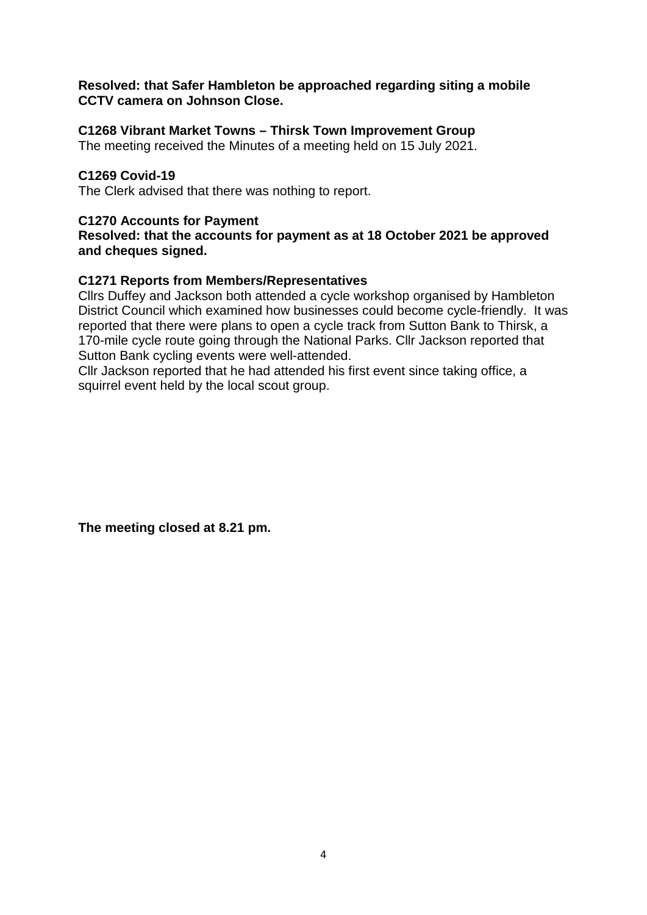**Resolved: that Safer Hambleton be approached regarding siting a mobile CCTV camera on Johnson Close.**

**C1268 Vibrant Market Towns – Thirsk Town Improvement Group**

The meeting received the Minutes of a meeting held on 15 July 2021.

**C1269 Covid-19**

The Clerk advised that there was nothing to report.

**C1270 Accounts for Payment**

**Resolved: that the accounts for payment as at 18 October 2021 be approved and cheques signed.**

**C1271 Reports from Members/Representatives**

Cllrs Duffey and Jackson both attended a cycle workshop organised by Hambleton District Council which examined how businesses could become cycle-friendly. It was reported that there were plans to open a cycle track from Sutton Bank to Thirsk, a 170-mile cycle route going through the National Parks. Cllr Jackson reported that Sutton Bank cycling events were well-attended.

Cllr Jackson reported that he had attended his first event since taking office, a squirrel event held by the local scout group.

**The meeting closed at 8.21 pm.**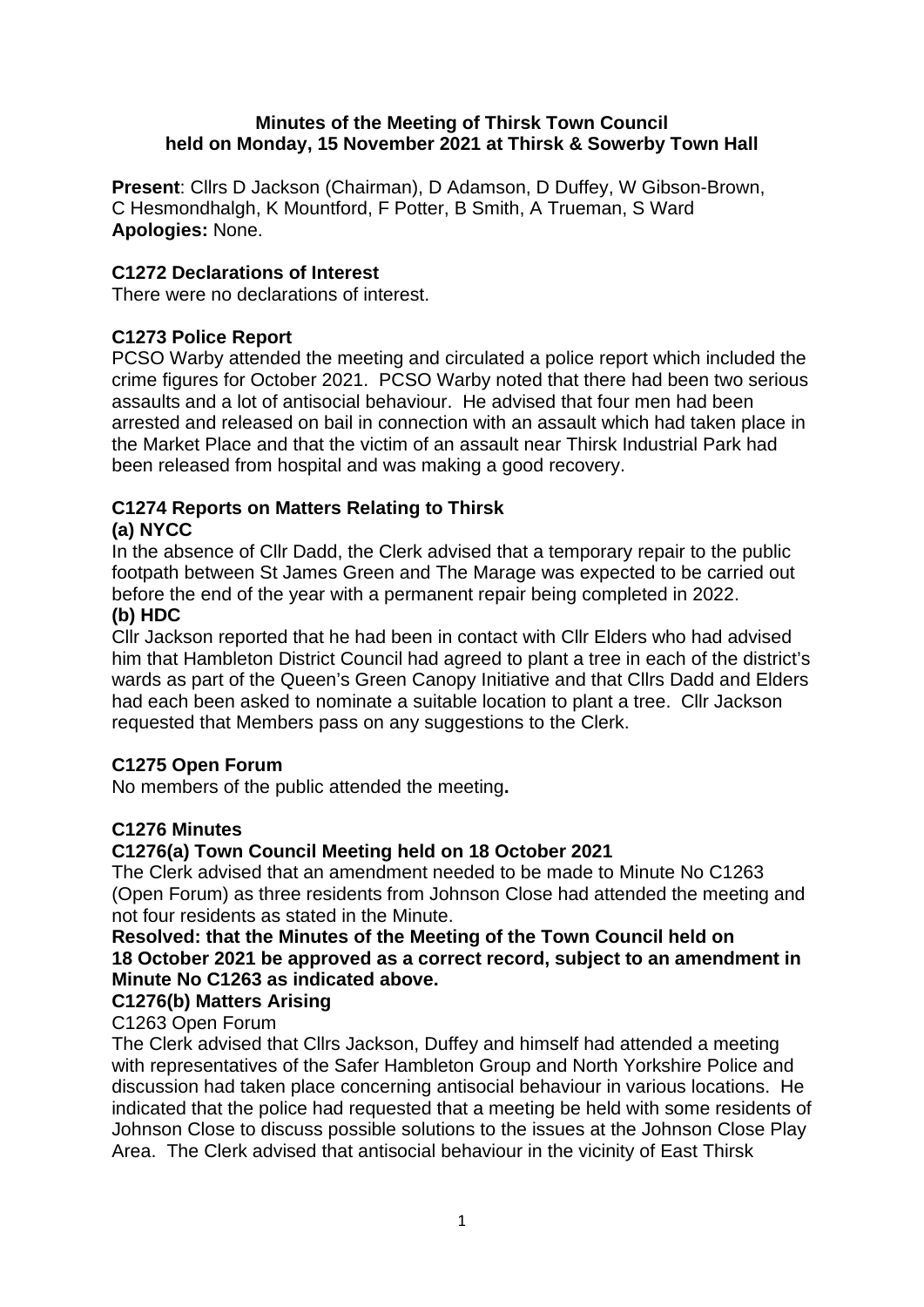**Minutes of the Meeting of Thirsk Town Council**
**held on Monday, 15 November 2021 at Thirsk & Sowerby Town Hall**

**Present**: Cllrs D Jackson (Chairman), D Adamson, D Duffey, W Gibson-Brown, C Hesmondhalgh, K Mountford, F Potter, B Smith, A Trueman, S Ward
**Apologies:** None.

### C1272 Declarations of Interest

There were no declarations of interest.

### C1273 Police Report

PCSO Warby attended the meeting and circulated a police report which included the crime figures for October 2021. PCSO Warby noted that there had been two serious assaults and a lot of antisocial behaviour. He advised that four men had been arrested and released on bail in connection with an assault which had taken place in the Market Place and that the victim of an assault near Thirsk Industrial Park had been released from hospital and was making a good recovery.

### C1274 Reports on Matters Relating to Thirsk

#### (a) NYCC

In the absence of Cllr Dadd, the Clerk advised that a temporary repair to the public footpath between St James Green and The Marage was expected to be carried out before the end of the year with a permanent repair being completed in 2022.

#### (b) HDC

Cllr Jackson reported that he had been in contact with Cllr Elders who had advised him that Hambleton District Council had agreed to plant a tree in each of the district's wards as part of the Queen's Green Canopy Initiative and that Cllrs Dadd and Elders had each been asked to nominate a suitable location to plant a tree. Cllr Jackson requested that Members pass on any suggestions to the Clerk.

### C1275 Open Forum

No members of the public attended the meeting**.**

### C1276 Minutes

#### C1276(a) Town Council Meeting held on 18 October 2021

The Clerk advised that an amendment needed to be made to Minute No C1263 (Open Forum) as three residents from Johnson Close had attended the meeting and not four residents as stated in the Minute.

**Resolved: that the Minutes of the Meeting of the Town Council held on 18 October 2021 be approved as a correct record, subject to an amendment in Minute No C1263 as indicated above.**

#### C1276(b) Matters Arising

C1263 Open Forum

The Clerk advised that Cllrs Jackson, Duffey and himself had attended a meeting with representatives of the Safer Hambleton Group and North Yorkshire Police and discussion had taken place concerning antisocial behaviour in various locations. He indicated that the police had requested that a meeting be held with some residents of Johnson Close to discuss possible solutions to the issues at the Johnson Close Play Area. The Clerk advised that antisocial behaviour in the vicinity of East Thirsk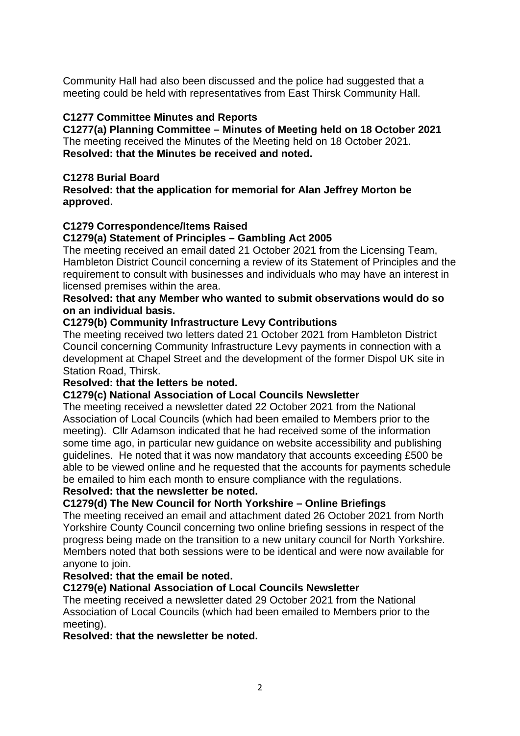Community Hall had also been discussed and the police had suggested that a meeting could be held with representatives from East Thirsk Community Hall.

**C1277 Committee Minutes and Reports**

**C1277(a) Planning Committee – Minutes of Meeting held on 18 October 2021**

The meeting received the Minutes of the Meeting held on 18 October 2021.

**Resolved: that the Minutes be received and noted.**

**C1278 Burial Board**

**Resolved: that the application for memorial for Alan Jeffrey Morton be approved.**

**C1279 Correspondence/Items Raised**

**C1279(a) Statement of Principles – Gambling Act 2005**

The meeting received an email dated 21 October 2021 from the Licensing Team, Hambleton District Council concerning a review of its Statement of Principles and the requirement to consult with businesses and individuals who may have an interest in licensed premises within the area.

**Resolved: that any Member who wanted to submit observations would do so on an individual basis.**

**C1279(b) Community Infrastructure Levy Contributions**

The meeting received two letters dated 21 October 2021 from Hambleton District Council concerning Community Infrastructure Levy payments in connection with a development at Chapel Street and the development of the former Dispol UK site in Station Road, Thirsk.

**Resolved: that the letters be noted.**

**C1279(c) National Association of Local Councils Newsletter**

The meeting received a newsletter dated 22 October 2021 from the National Association of Local Councils (which had been emailed to Members prior to the meeting). Cllr Adamson indicated that he had received some of the information some time ago, in particular new guidance on website accessibility and publishing guidelines. He noted that it was now mandatory that accounts exceeding £500 be able to be viewed online and he requested that the accounts for payments schedule be emailed to him each month to ensure compliance with the regulations.

**Resolved: that the newsletter be noted.**

**C1279(d) The New Council for North Yorkshire – Online Briefings**

The meeting received an email and attachment dated 26 October 2021 from North Yorkshire County Council concerning two online briefing sessions in respect of the progress being made on the transition to a new unitary council for North Yorkshire. Members noted that both sessions were to be identical and were now available for anyone to join.

**Resolved: that the email be noted.**

**C1279(e) National Association of Local Councils Newsletter**

The meeting received a newsletter dated 29 October 2021 from the National Association of Local Councils (which had been emailed to Members prior to the meeting).

**Resolved: that the newsletter be noted.**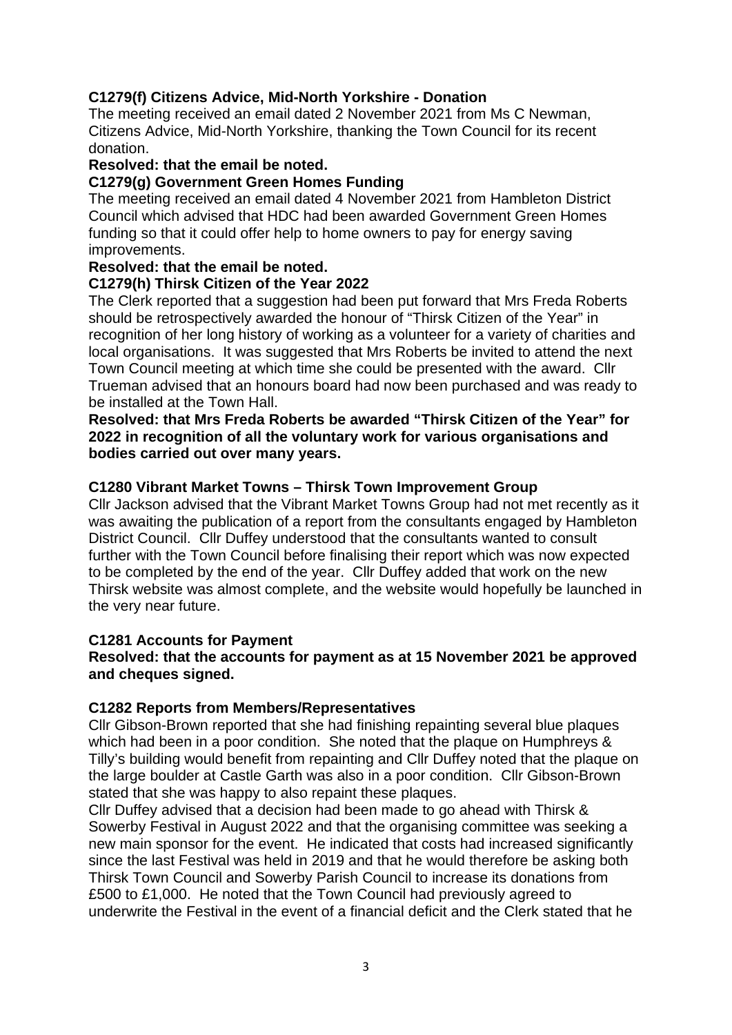**C1279(f) Citizens Advice, Mid-North Yorkshire - Donation**

The meeting received an email dated 2 November 2021 from Ms C Newman, Citizens Advice, Mid-North Yorkshire, thanking the Town Council for its recent donation.

**Resolved: that the email be noted.**

**C1279(g) Government Green Homes Funding**

The meeting received an email dated 4 November 2021 from Hambleton District Council which advised that HDC had been awarded Government Green Homes funding so that it could offer help to home owners to pay for energy saving improvements.

**Resolved: that the email be noted.**

**C1279(h) Thirsk Citizen of the Year 2022**

The Clerk reported that a suggestion had been put forward that Mrs Freda Roberts should be retrospectively awarded the honour of "Thirsk Citizen of the Year" in recognition of her long history of working as a volunteer for a variety of charities and local organisations. It was suggested that Mrs Roberts be invited to attend the next Town Council meeting at which time she could be presented with the award. Cllr Trueman advised that an honours board had now been purchased and was ready to be installed at the Town Hall.

**Resolved: that Mrs Freda Roberts be awarded "Thirsk Citizen of the Year" for 2022 in recognition of all the voluntary work for various organisations and bodies carried out over many years.**

**C1280 Vibrant Market Towns – Thirsk Town Improvement Group**

Cllr Jackson advised that the Vibrant Market Towns Group had not met recently as it was awaiting the publication of a report from the consultants engaged by Hambleton District Council. Cllr Duffey understood that the consultants wanted to consult further with the Town Council before finalising their report which was now expected to be completed by the end of the year. Cllr Duffey added that work on the new Thirsk website was almost complete, and the website would hopefully be launched in the very near future.

**C1281 Accounts for Payment**

**Resolved: that the accounts for payment as at 15 November 2021 be approved and cheques signed.**

**C1282 Reports from Members/Representatives**

Cllr Gibson-Brown reported that she had finishing repainting several blue plaques which had been in a poor condition. She noted that the plaque on Humphreys & Tilly's building would benefit from repainting and Cllr Duffey noted that the plaque on the large boulder at Castle Garth was also in a poor condition. Cllr Gibson-Brown stated that she was happy to also repaint these plaques.

Cllr Duffey advised that a decision had been made to go ahead with Thirsk & Sowerby Festival in August 2022 and that the organising committee was seeking a new main sponsor for the event. He indicated that costs had increased significantly since the last Festival was held in 2019 and that he would therefore be asking both Thirsk Town Council and Sowerby Parish Council to increase its donations from £500 to £1,000. He noted that the Town Council had previously agreed to underwrite the Festival in the event of a financial deficit and the Clerk stated that he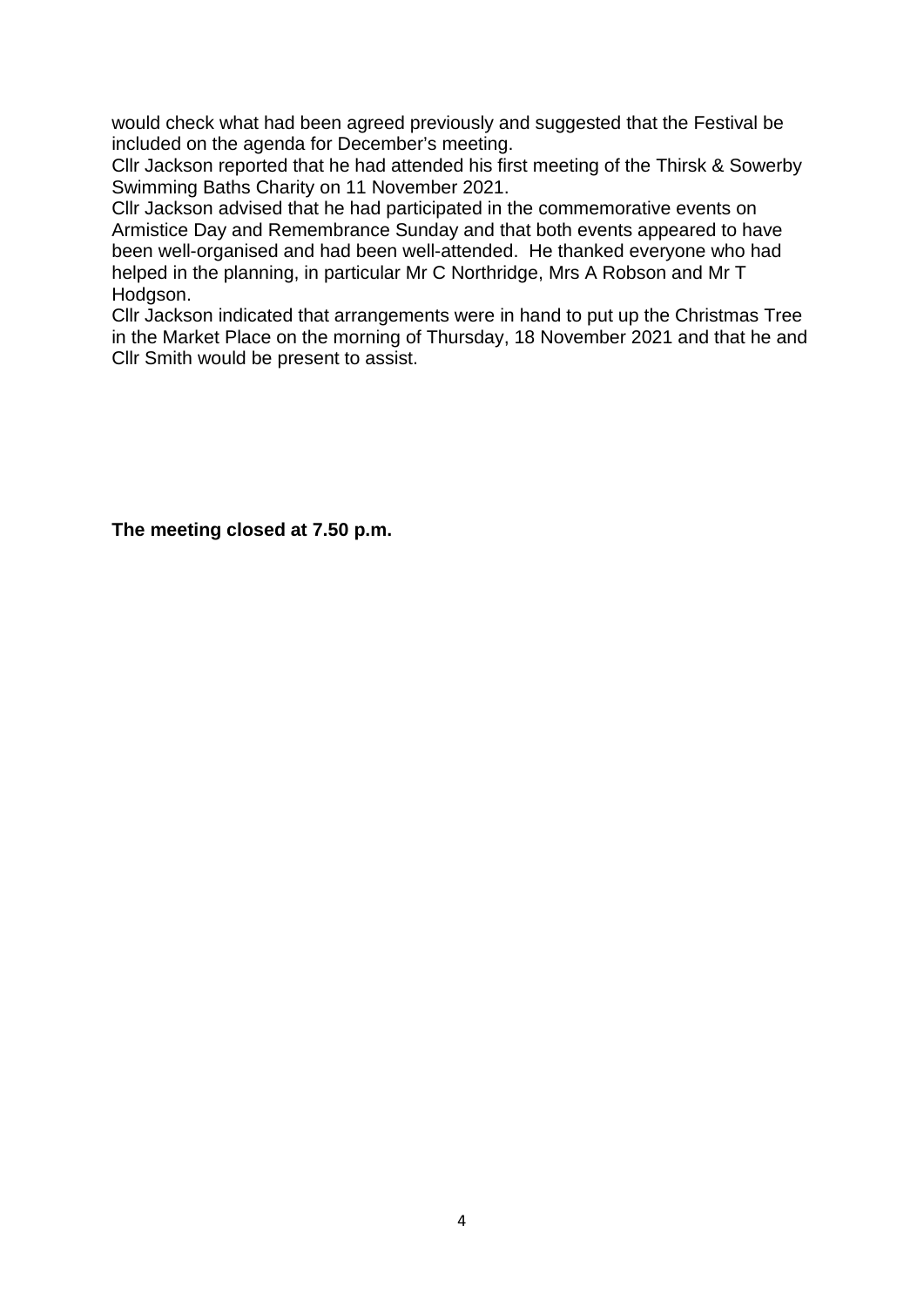would check what had been agreed previously and suggested that the Festival be included on the agenda for December's meeting.
Cllr Jackson reported that he had attended his first meeting of the Thirsk & Sowerby Swimming Baths Charity on 11 November 2021.
Cllr Jackson advised that he had participated in the commemorative events on Armistice Day and Remembrance Sunday and that both events appeared to have been well-organised and had been well-attended. He thanked everyone who had helped in the planning, in particular Mr C Northridge, Mrs A Robson and Mr T Hodgson.
Cllr Jackson indicated that arrangements were in hand to put up the Christmas Tree in the Market Place on the morning of Thursday, 18 November 2021 and that he and Cllr Smith would be present to assist.

**The meeting closed at 7.50 p.m.**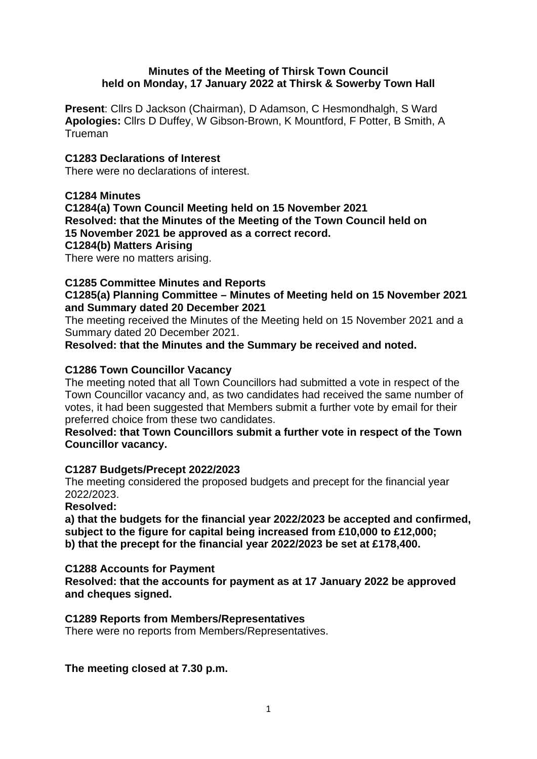**Minutes of the Meeting of Thirsk Town Council held on Monday, 17 January 2022 at Thirsk & Sowerby Town Hall**

**Present**: Cllrs D Jackson (Chairman), D Adamson, C Hesmondhalgh, S Ward
**Apologies:** Cllrs D Duffey, W Gibson-Brown, K Mountford, F Potter, B Smith, A Trueman

**C1283 Declarations of Interest**
There were no declarations of interest.

**C1284 Minutes**
**C1284(a) Town Council Meeting held on 15 November 2021**
**Resolved: that the Minutes of the Meeting of the Town Council held on 15 November 2021 be approved as a correct record.**
**C1284(b) Matters Arising**
There were no matters arising.

**C1285 Committee Minutes and Reports**
**C1285(a) Planning Committee – Minutes of Meeting held on 15 November 2021 and Summary dated 20 December 2021**
The meeting received the Minutes of the Meeting held on 15 November 2021 and a Summary dated 20 December 2021.
**Resolved: that the Minutes and the Summary be received and noted.**

**C1286 Town Councillor Vacancy**
The meeting noted that all Town Councillors had submitted a vote in respect of the Town Councillor vacancy and, as two candidates had received the same number of votes, it had been suggested that Members submit a further vote by email for their preferred choice from these two candidates.
**Resolved: that Town Councillors submit a further vote in respect of the Town Councillor vacancy.**

**C1287 Budgets/Precept 2022/2023**
The meeting considered the proposed budgets and precept for the financial year 2022/2023.
**Resolved:**
**a) that the budgets for the financial year 2022/2023 be accepted and confirmed, subject to the figure for capital being increased from £10,000 to £12,000;**
**b) that the precept for the financial year 2022/2023 be set at £178,400.**

**C1288 Accounts for Payment**
**Resolved: that the accounts for payment as at 17 January 2022 be approved and cheques signed.**

**C1289 Reports from Members/Representatives**
There were no reports from Members/Representatives.

**The meeting closed at 7.30 p.m.**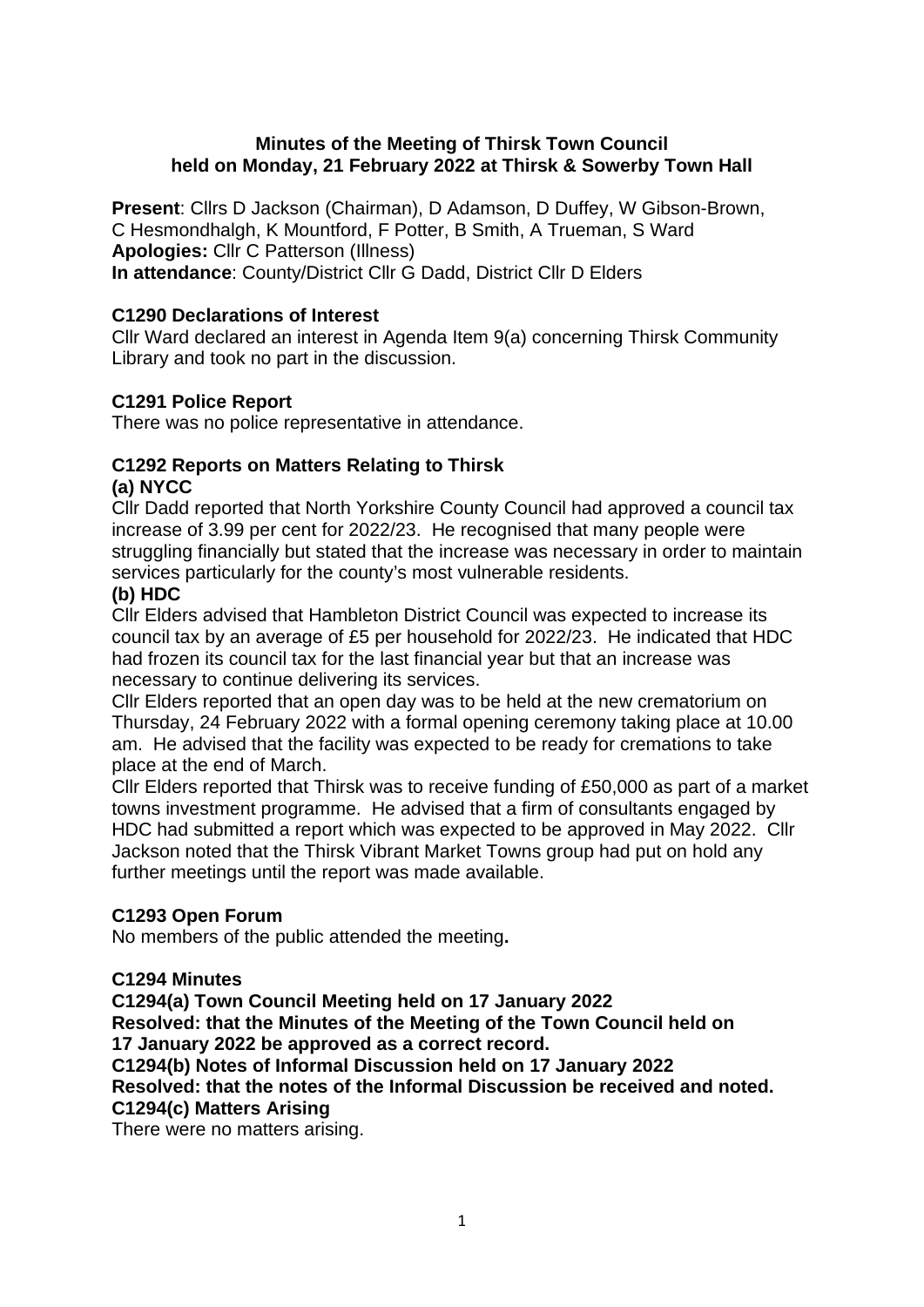**Minutes of the Meeting of Thirsk Town Council**
**held on Monday, 21 February 2022 at Thirsk & Sowerby Town Hall**

**Present**: Cllrs D Jackson (Chairman), D Adamson, D Duffey, W Gibson-Brown, C Hesmondhalgh, K Mountford, F Potter, B Smith, A Trueman, S Ward
**Apologies:** Cllr C Patterson (Illness)
**In attendance**: County/District Cllr G Dadd, District Cllr D Elders

**C1290 Declarations of Interest**

Cllr Ward declared an interest in Agenda Item 9(a) concerning Thirsk Community Library and took no part in the discussion.

**C1291 Police Report**

There was no police representative in attendance.

**C1292 Reports on Matters Relating to Thirsk**

**(a) NYCC**

Cllr Dadd reported that North Yorkshire County Council had approved a council tax increase of 3.99 per cent for 2022/23. He recognised that many people were struggling financially but stated that the increase was necessary in order to maintain services particularly for the county's most vulnerable residents.

**(b) HDC**

Cllr Elders advised that Hambleton District Council was expected to increase its council tax by an average of £5 per household for 2022/23. He indicated that HDC had frozen its council tax for the last financial year but that an increase was necessary to continue delivering its services.

Cllr Elders reported that an open day was to be held at the new crematorium on Thursday, 24 February 2022 with a formal opening ceremony taking place at 10.00 am. He advised that the facility was expected to be ready for cremations to take place at the end of March.

Cllr Elders reported that Thirsk was to receive funding of £50,000 as part of a market towns investment programme. He advised that a firm of consultants engaged by HDC had submitted a report which was expected to be approved in May 2022. Cllr Jackson noted that the Thirsk Vibrant Market Towns group had put on hold any further meetings until the report was made available.

**C1293 Open Forum**

No members of the public attended the meeting**.**

**C1294 Minutes**

**C1294(a) Town Council Meeting held on 17 January 2022**

**Resolved: that the Minutes of the Meeting of the Town Council held on 17 January 2022 be approved as a correct record.**

**C1294(b) Notes of Informal Discussion held on 17 January 2022**

**Resolved: that the notes of the Informal Discussion be received and noted.**

**C1294(c) Matters Arising**

There were no matters arising.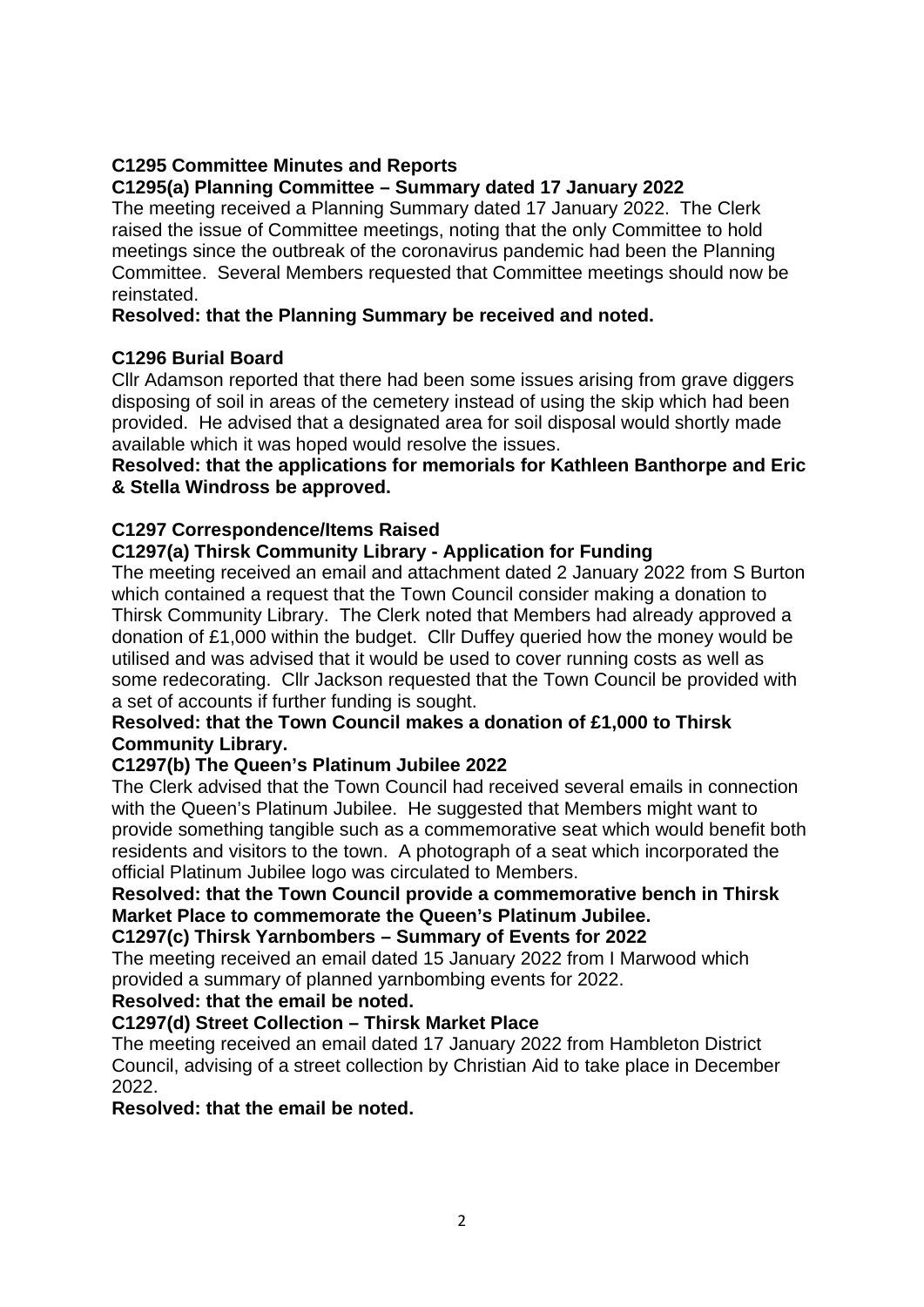### C1295 Committee Minutes and Reports

#### C1295(a) Planning Committee – Summary dated 17 January 2022

The meeting received a Planning Summary dated 17 January 2022. The Clerk raised the issue of Committee meetings, noting that the only Committee to hold meetings since the outbreak of the coronavirus pandemic had been the Planning Committee. Several Members requested that Committee meetings should now be reinstated.

**Resolved: that the Planning Summary be received and noted.**

### C1296 Burial Board

Cllr Adamson reported that there had been some issues arising from grave diggers disposing of soil in areas of the cemetery instead of using the skip which had been provided. He advised that a designated area for soil disposal would shortly made available which it was hoped would resolve the issues.

**Resolved: that the applications for memorials for Kathleen Banthorpe and Eric & Stella Windross be approved.**

### C1297 Correspondence/Items Raised

#### C1297(a) Thirsk Community Library - Application for Funding

The meeting received an email and attachment dated 2 January 2022 from S Burton which contained a request that the Town Council consider making a donation to Thirsk Community Library. The Clerk noted that Members had already approved a donation of £1,000 within the budget. Cllr Duffey queried how the money would be utilised and was advised that it would be used to cover running costs as well as some redecorating. Cllr Jackson requested that the Town Council be provided with a set of accounts if further funding is sought.

**Resolved: that the Town Council makes a donation of £1,000 to Thirsk Community Library.**

#### C1297(b) The Queen's Platinum Jubilee 2022

The Clerk advised that the Town Council had received several emails in connection with the Queen's Platinum Jubilee. He suggested that Members might want to provide something tangible such as a commemorative seat which would benefit both residents and visitors to the town. A photograph of a seat which incorporated the official Platinum Jubilee logo was circulated to Members.

**Resolved: that the Town Council provide a commemorative bench in Thirsk Market Place to commemorate the Queen's Platinum Jubilee.**

#### C1297(c) Thirsk Yarnbombers – Summary of Events for 2022

The meeting received an email dated 15 January 2022 from I Marwood which provided a summary of planned yarnbombing events for 2022.

**Resolved: that the email be noted.**

#### C1297(d) Street Collection – Thirsk Market Place

The meeting received an email dated 17 January 2022 from Hambleton District Council, advising of a street collection by Christian Aid to take place in December 2022.

**Resolved: that the email be noted.**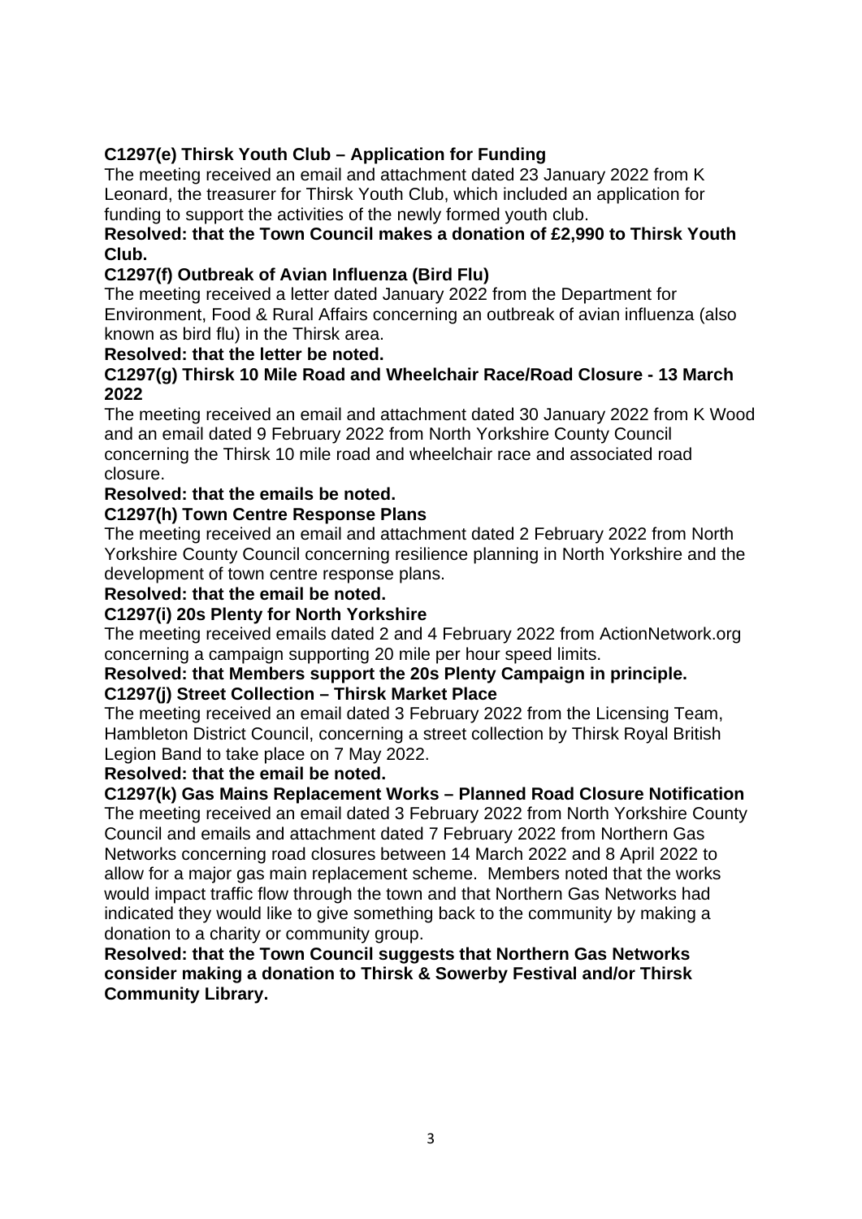**C1297(e) Thirsk Youth Club – Application for Funding**

The meeting received an email and attachment dated 23 January 2022 from K Leonard, the treasurer for Thirsk Youth Club, which included an application for funding to support the activities of the newly formed youth club.

**Resolved: that the Town Council makes a donation of £2,990 to Thirsk Youth Club.**

**C1297(f) Outbreak of Avian Influenza (Bird Flu)**

The meeting received a letter dated January 2022 from the Department for Environment, Food & Rural Affairs concerning an outbreak of avian influenza (also known as bird flu) in the Thirsk area.

**Resolved: that the letter be noted.**

**C1297(g) Thirsk 10 Mile Road and Wheelchair Race/Road Closure - 13 March 2022**

The meeting received an email and attachment dated 30 January 2022 from K Wood and an email dated 9 February 2022 from North Yorkshire County Council concerning the Thirsk 10 mile road and wheelchair race and associated road closure.

**Resolved: that the emails be noted.**

**C1297(h) Town Centre Response Plans**

The meeting received an email and attachment dated 2 February 2022 from North Yorkshire County Council concerning resilience planning in North Yorkshire and the development of town centre response plans.

**Resolved: that the email be noted.**

**C1297(i) 20s Plenty for North Yorkshire**

The meeting received emails dated 2 and 4 February 2022 from ActionNetwork.org concerning a campaign supporting 20 mile per hour speed limits.

**Resolved: that Members support the 20s Plenty Campaign in principle.**

**C1297(j) Street Collection – Thirsk Market Place**

The meeting received an email dated 3 February 2022 from the Licensing Team, Hambleton District Council, concerning a street collection by Thirsk Royal British Legion Band to take place on 7 May 2022.

**Resolved: that the email be noted.**

**C1297(k) Gas Mains Replacement Works – Planned Road Closure Notification**

The meeting received an email dated 3 February 2022 from North Yorkshire County Council and emails and attachment dated 7 February 2022 from Northern Gas Networks concerning road closures between 14 March 2022 and 8 April 2022 to allow for a major gas main replacement scheme. Members noted that the works would impact traffic flow through the town and that Northern Gas Networks had indicated they would like to give something back to the community by making a donation to a charity or community group.

**Resolved: that the Town Council suggests that Northern Gas Networks consider making a donation to Thirsk & Sowerby Festival and/or Thirsk Community Library.**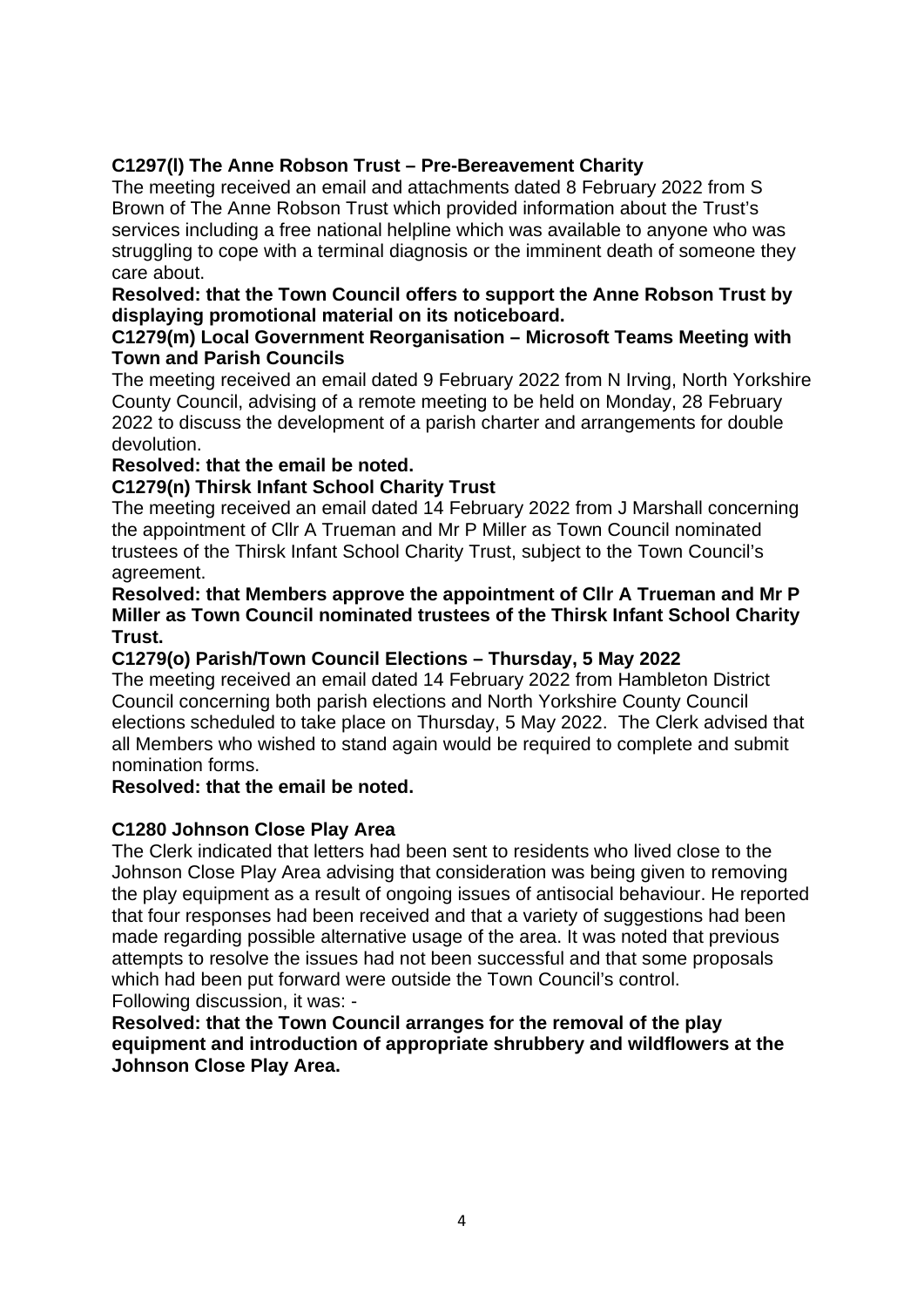**C1297(l) The Anne Robson Trust – Pre-Bereavement Charity**

The meeting received an email and attachments dated 8 February 2022 from S Brown of The Anne Robson Trust which provided information about the Trust's services including a free national helpline which was available to anyone who was struggling to cope with a terminal diagnosis or the imminent death of someone they care about.

**Resolved: that the Town Council offers to support the Anne Robson Trust by displaying promotional material on its noticeboard.**

**C1279(m) Local Government Reorganisation – Microsoft Teams Meeting with Town and Parish Councils**

The meeting received an email dated 9 February 2022 from N Irving, North Yorkshire County Council, advising of a remote meeting to be held on Monday, 28 February 2022 to discuss the development of a parish charter and arrangements for double devolution.

**Resolved: that the email be noted.**

**C1279(n) Thirsk Infant School Charity Trust**

The meeting received an email dated 14 February 2022 from J Marshall concerning the appointment of Cllr A Trueman and Mr P Miller as Town Council nominated trustees of the Thirsk Infant School Charity Trust, subject to the Town Council's agreement.

**Resolved: that Members approve the appointment of Cllr A Trueman and Mr P Miller as Town Council nominated trustees of the Thirsk Infant School Charity Trust.**

**C1279(o) Parish/Town Council Elections – Thursday, 5 May 2022**

The meeting received an email dated 14 February 2022 from Hambleton District Council concerning both parish elections and North Yorkshire County Council elections scheduled to take place on Thursday, 5 May 2022. The Clerk advised that all Members who wished to stand again would be required to complete and submit nomination forms.

**Resolved: that the email be noted.**

**C1280 Johnson Close Play Area**

The Clerk indicated that letters had been sent to residents who lived close to the Johnson Close Play Area advising that consideration was being given to removing the play equipment as a result of ongoing issues of antisocial behaviour. He reported that four responses had been received and that a variety of suggestions had been made regarding possible alternative usage of the area. It was noted that previous attempts to resolve the issues had not been successful and that some proposals which had been put forward were outside the Town Council's control.

Following discussion, it was: -

**Resolved: that the Town Council arranges for the removal of the play equipment and introduction of appropriate shrubbery and wildflowers at the Johnson Close Play Area.**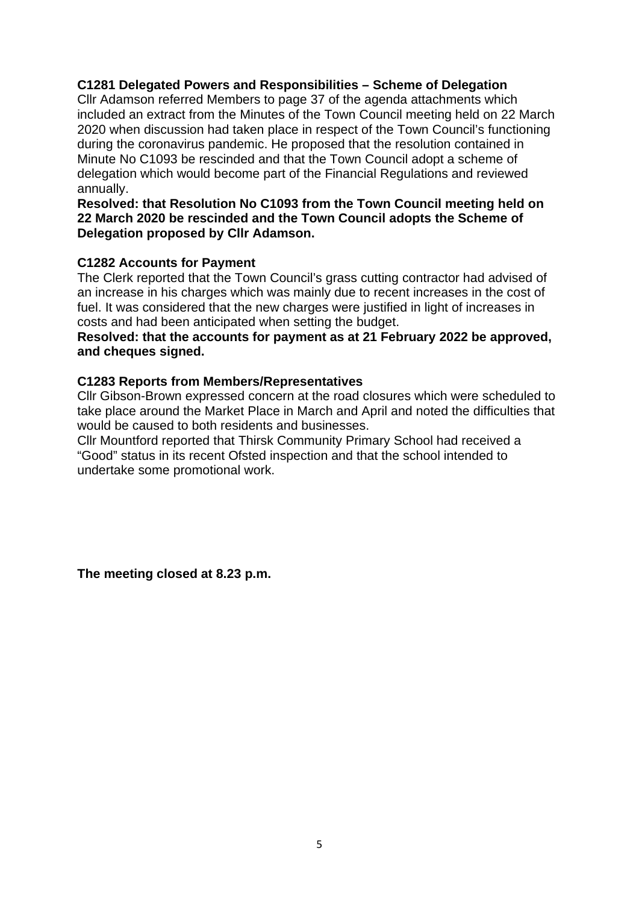**C1281 Delegated Powers and Responsibilities – Scheme of Delegation**

Cllr Adamson referred Members to page 37 of the agenda attachments which included an extract from the Minutes of the Town Council meeting held on 22 March 2020 when discussion had taken place in respect of the Town Council's functioning during the coronavirus pandemic. He proposed that the resolution contained in Minute No C1093 be rescinded and that the Town Council adopt a scheme of delegation which would become part of the Financial Regulations and reviewed annually.

**Resolved: that Resolution No C1093 from the Town Council meeting held on 22 March 2020 be rescinded and the Town Council adopts the Scheme of Delegation proposed by Cllr Adamson.**

**C1282 Accounts for Payment**

The Clerk reported that the Town Council's grass cutting contractor had advised of an increase in his charges which was mainly due to recent increases in the cost of fuel. It was considered that the new charges were justified in light of increases in costs and had been anticipated when setting the budget.

**Resolved: that the accounts for payment as at 21 February 2022 be approved, and cheques signed.**

**C1283 Reports from Members/Representatives**

Cllr Gibson-Brown expressed concern at the road closures which were scheduled to take place around the Market Place in March and April and noted the difficulties that would be caused to both residents and businesses.

Cllr Mountford reported that Thirsk Community Primary School had received a "Good" status in its recent Ofsted inspection and that the school intended to undertake some promotional work.

**The meeting closed at 8.23 p.m.**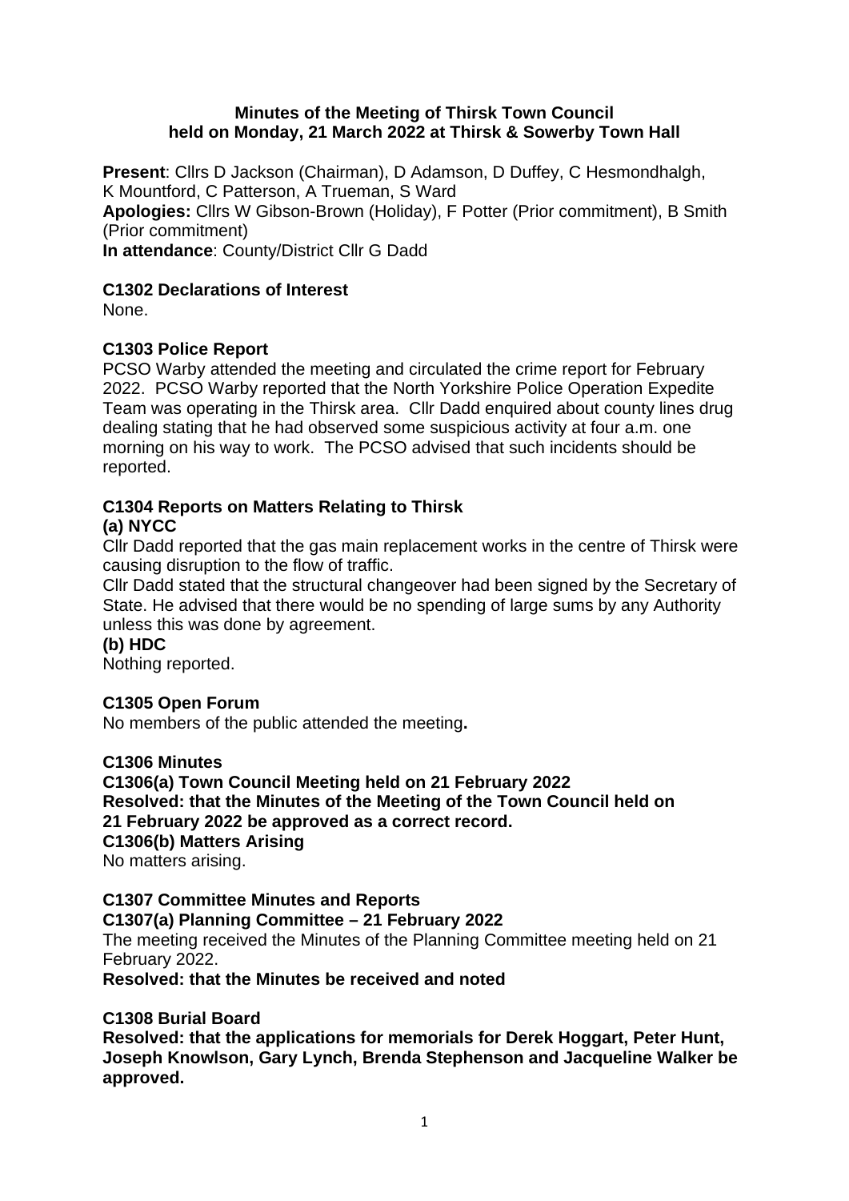**Minutes of the Meeting of Thirsk Town Council held on Monday, 21 March 2022 at Thirsk & Sowerby Town Hall**

**Present**: Cllrs D Jackson (Chairman), D Adamson, D Duffey, C Hesmondhalgh, K Mountford, C Patterson, A Trueman, S Ward
**Apologies:** Cllrs W Gibson-Brown (Holiday), F Potter (Prior commitment), B Smith (Prior commitment)
**In attendance**: County/District Cllr G Dadd

**C1302 Declarations of Interest**
None.

**C1303 Police Report**
PCSO Warby attended the meeting and circulated the crime report for February 2022. PCSO Warby reported that the North Yorkshire Police Operation Expedite Team was operating in the Thirsk area. Cllr Dadd enquired about county lines drug dealing stating that he had observed some suspicious activity at four a.m. one morning on his way to work. The PCSO advised that such incidents should be reported.

**C1304 Reports on Matters Relating to Thirsk**
**(a) NYCC**
Cllr Dadd reported that the gas main replacement works in the centre of Thirsk were causing disruption to the flow of traffic.
Cllr Dadd stated that the structural changeover had been signed by the Secretary of State. He advised that there would be no spending of large sums by any Authority unless this was done by agreement.
**(b) HDC**
Nothing reported.

**C1305 Open Forum**
No members of the public attended the meeting**.**

**C1306 Minutes**
**C1306(a) Town Council Meeting held on 21 February 2022**
**Resolved: that the Minutes of the Meeting of the Town Council held on 21 February 2022 be approved as a correct record.**
**C1306(b) Matters Arising**
No matters arising.

**C1307 Committee Minutes and Reports**
**C1307(a) Planning Committee – 21 February 2022**
The meeting received the Minutes of the Planning Committee meeting held on 21 February 2022.
**Resolved: that the Minutes be received and noted**

**C1308 Burial Board**
**Resolved: that the applications for memorials for Derek Hoggart, Peter Hunt, Joseph Knowlson, Gary Lynch, Brenda Stephenson and Jacqueline Walker be approved.**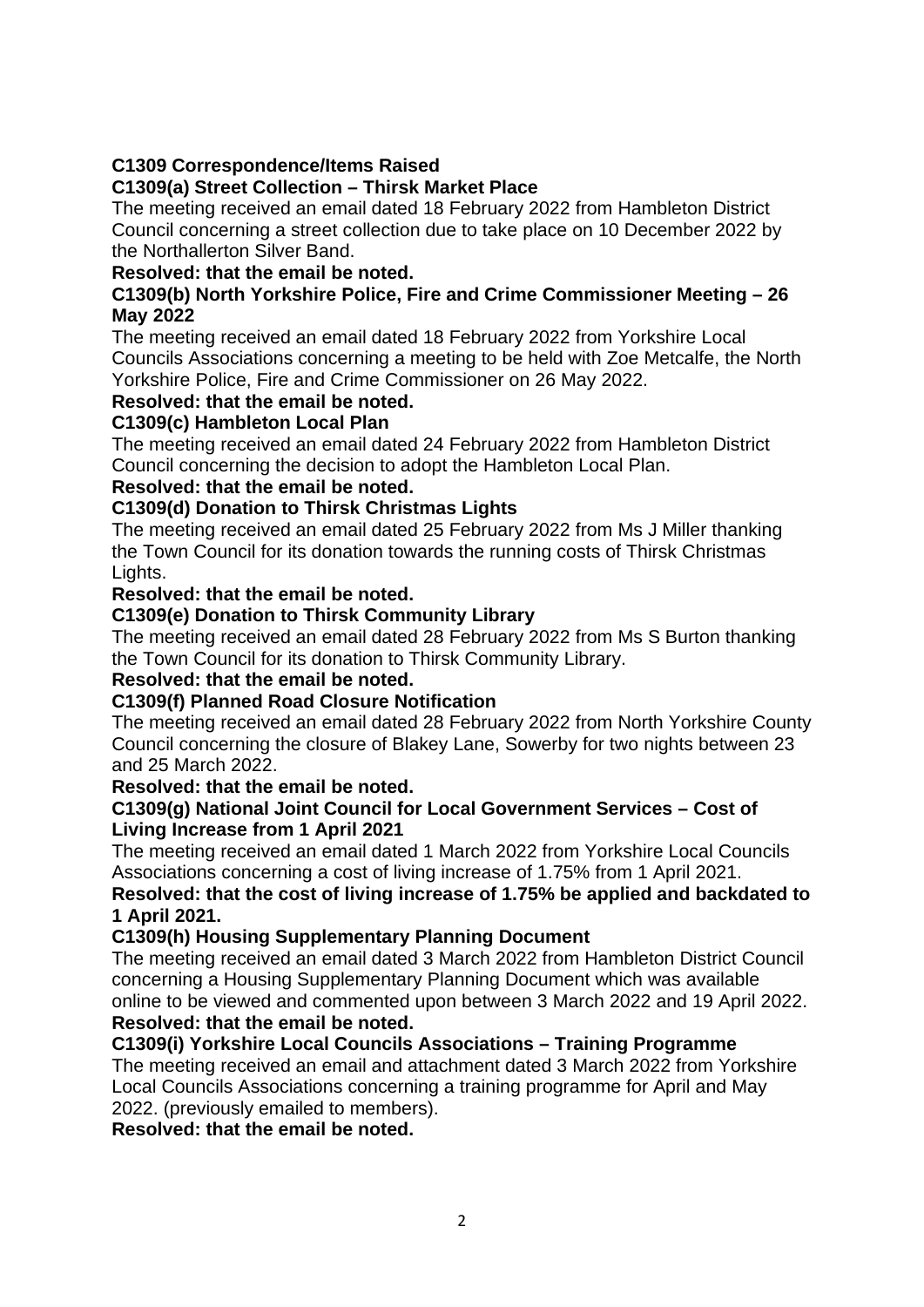**C1309 Correspondence/Items Raised**

**C1309(a) Street Collection – Thirsk Market Place**

The meeting received an email dated 18 February 2022 from Hambleton District Council concerning a street collection due to take place on 10 December 2022 by the Northallerton Silver Band.

**Resolved: that the email be noted.**

**C1309(b) North Yorkshire Police, Fire and Crime Commissioner Meeting – 26 May 2022**

The meeting received an email dated 18 February 2022 from Yorkshire Local Councils Associations concerning a meeting to be held with Zoe Metcalfe, the North Yorkshire Police, Fire and Crime Commissioner on 26 May 2022.

**Resolved: that the email be noted.**

**C1309(c) Hambleton Local Plan**

The meeting received an email dated 24 February 2022 from Hambleton District Council concerning the decision to adopt the Hambleton Local Plan.

**Resolved: that the email be noted.**

**C1309(d) Donation to Thirsk Christmas Lights**

The meeting received an email dated 25 February 2022 from Ms J Miller thanking the Town Council for its donation towards the running costs of Thirsk Christmas Lights.

**Resolved: that the email be noted.**

**C1309(e) Donation to Thirsk Community Library**

The meeting received an email dated 28 February 2022 from Ms S Burton thanking the Town Council for its donation to Thirsk Community Library.

**Resolved: that the email be noted.**

**C1309(f) Planned Road Closure Notification**

The meeting received an email dated 28 February 2022 from North Yorkshire County Council concerning the closure of Blakey Lane, Sowerby for two nights between 23 and 25 March 2022.

**Resolved: that the email be noted.**

**C1309(g) National Joint Council for Local Government Services – Cost of Living Increase from 1 April 2021**

The meeting received an email dated 1 March 2022 from Yorkshire Local Councils Associations concerning a cost of living increase of 1.75% from 1 April 2021.

**Resolved: that the cost of living increase of 1.75% be applied and backdated to 1 April 2021.**

**C1309(h) Housing Supplementary Planning Document**

The meeting received an email dated 3 March 2022 from Hambleton District Council concerning a Housing Supplementary Planning Document which was available online to be viewed and commented upon between 3 March 2022 and 19 April 2022.

**Resolved: that the email be noted.**

**C1309(i) Yorkshire Local Councils Associations – Training Programme**

The meeting received an email and attachment dated 3 March 2022 from Yorkshire Local Councils Associations concerning a training programme for April and May 2022. (previously emailed to members).

**Resolved: that the email be noted.**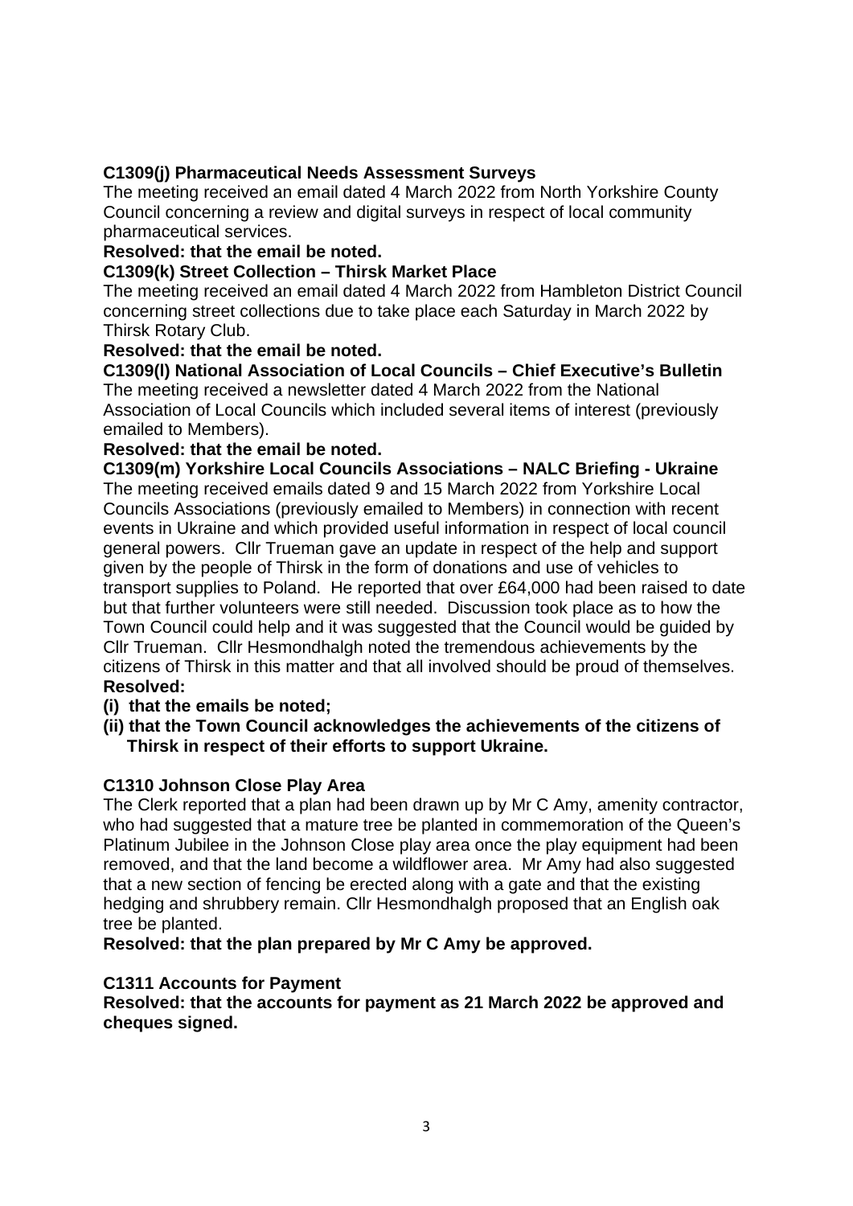**C1309(j) Pharmaceutical Needs Assessment Surveys**

The meeting received an email dated 4 March 2022 from North Yorkshire County Council concerning a review and digital surveys in respect of local community pharmaceutical services.

**Resolved: that the email be noted.**

**C1309(k) Street Collection – Thirsk Market Place**

The meeting received an email dated 4 March 2022 from Hambleton District Council concerning street collections due to take place each Saturday in March 2022 by Thirsk Rotary Club.

**Resolved: that the email be noted.**

**C1309(l) National Association of Local Councils – Chief Executive's Bulletin**

The meeting received a newsletter dated 4 March 2022 from the National Association of Local Councils which included several items of interest (previously emailed to Members).

**Resolved: that the email be noted.**

**C1309(m) Yorkshire Local Councils Associations – NALC Briefing - Ukraine**

The meeting received emails dated 9 and 15 March 2022 from Yorkshire Local Councils Associations (previously emailed to Members) in connection with recent events in Ukraine and which provided useful information in respect of local council general powers. Cllr Trueman gave an update in respect of the help and support given by the people of Thirsk in the form of donations and use of vehicles to transport supplies to Poland. He reported that over £64,000 had been raised to date but that further volunteers were still needed. Discussion took place as to how the Town Council could help and it was suggested that the Council would be guided by Cllr Trueman. Cllr Hesmondhalgh noted the tremendous achievements by the citizens of Thirsk in this matter and that all involved should be proud of themselves.

**Resolved:**

**(i) that the emails be noted;**

**(ii) that the Town Council acknowledges the achievements of the citizens of Thirsk in respect of their efforts to support Ukraine.**

**C1310 Johnson Close Play Area**

The Clerk reported that a plan had been drawn up by Mr C Amy, amenity contractor, who had suggested that a mature tree be planted in commemoration of the Queen's Platinum Jubilee in the Johnson Close play area once the play equipment had been removed, and that the land become a wildflower area. Mr Amy had also suggested that a new section of fencing be erected along with a gate and that the existing hedging and shrubbery remain. Cllr Hesmondhalgh proposed that an English oak tree be planted.

**Resolved: that the plan prepared by Mr C Amy be approved.**

**C1311 Accounts for Payment**

**Resolved: that the accounts for payment as 21 March 2022 be approved and cheques signed.**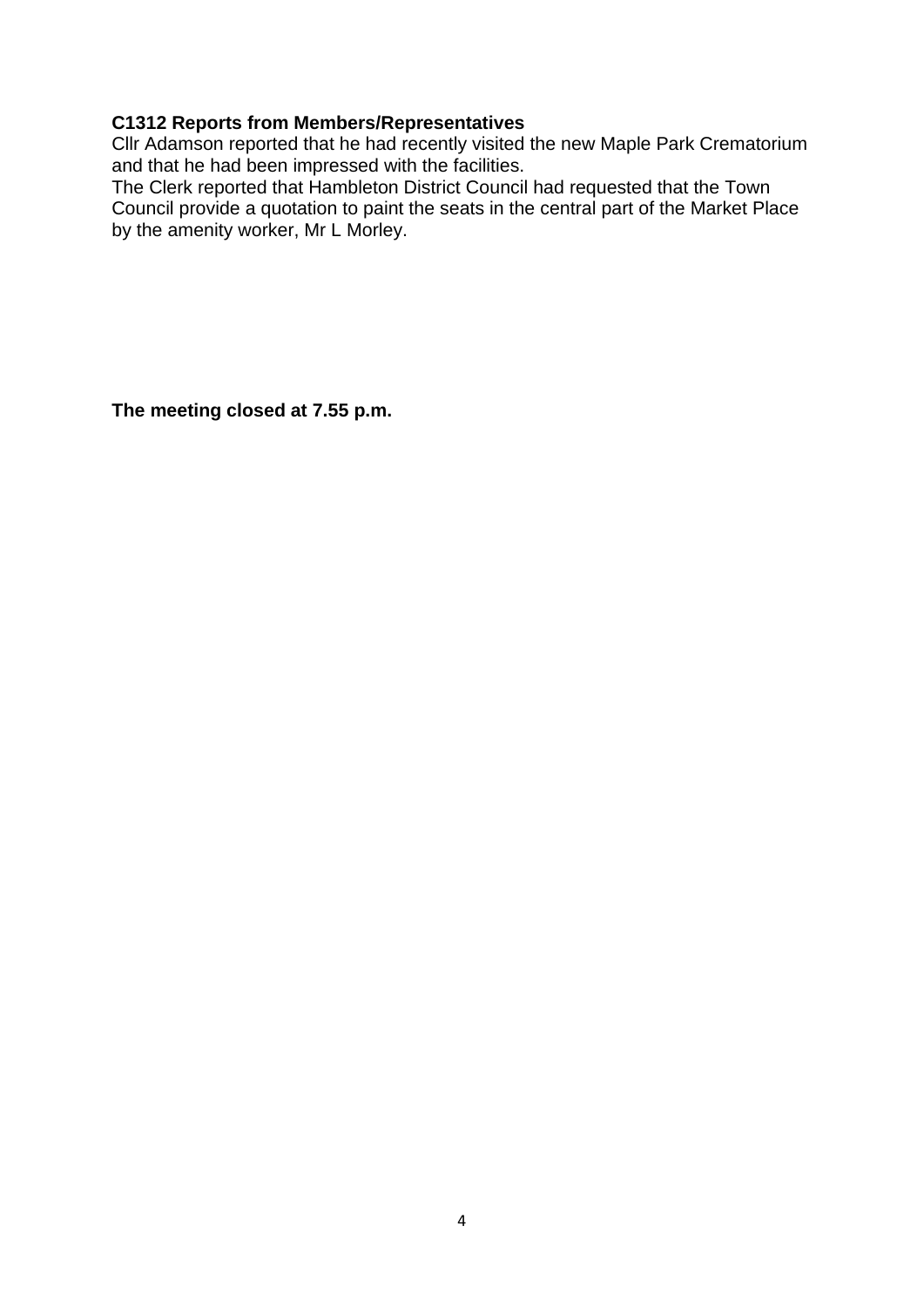**C1312 Reports from Members/Representatives**

Cllr Adamson reported that he had recently visited the new Maple Park Crematorium and that he had been impressed with the facilities.

The Clerk reported that Hambleton District Council had requested that the Town Council provide a quotation to paint the seats in the central part of the Market Place by the amenity worker, Mr L Morley.

**The meeting closed at 7.55 p.m.**